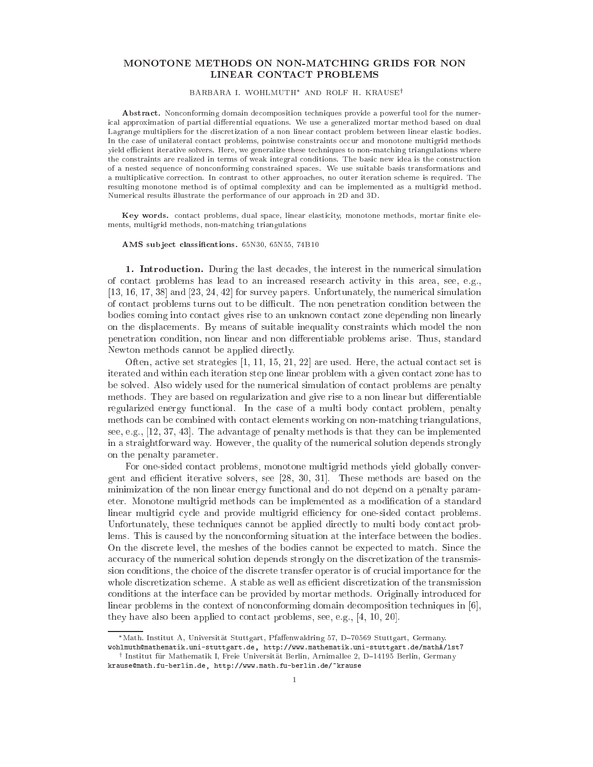# MONOTONE METHODS ON NON-MATCHING GRIDS FOR NON LINEAR CONTACT PROBLEMS

BARBARA I. WOHLMUTH* AND ROLF H. KRAUSE†

**Abstract.** Nonconforming domain decomposition techniques provide a powerful tool for the numerical approximation of partial differential equations. We use a generalized mortar method based on dual Lagrange multipliers for the discretization of a non linear contact problem between linear elastic bodies. In the case of unilateral contact problems, pointwise constraints occur and monotone multigrid methods yield efficient iterative solvers. Here, we generalize these techniques to non-matching triangulations where the constraints are realized in terms of weak integral conditions. The basic new idea is the construction of a nested sequence of nonconforming constrained spaces. We use suitable basis transformations and a multiplicative correction. In contrast to other approaches, no outer iteration scheme is required. The resulting monotone method is of optimal complexity and can be implemented as a multigrid method. Numerical results illustrate the performance of our approach in 2D and 3D.

**Key words.** contact problems, dual space, linear elasticity, monotone methods, mortar finite elements, multigrid methods, non-matching triangulations

**AMS subject classifications.** 65N30, 65N55, 74B10

## 1. Introduction.

During the last decades, the interest in the numerical simulation of contact problems has lead to an increased research activity in this area, see, e.g., [13, 16, 17, 38] and [23, 24, 42] for survey papers. Unfortunately, the numerical simulation of contact problems turns out to be difficult. The non penetration condition between the bodies coming into contact gives rise to an unknown contact zone depending non linearly on the displacements. By means of suitable inequality constraints which model the non penetration condition, non linear and non differentiable problems arise. Thus, standard Newton methods cannot be applied directly.

Often, active set strategies [1, 11, 15, 21, 22] are used. Here, the actual contact set is iterated and within each iteration step one linear problem with a given contact zone has to be solved. Also widely used for the numerical simulation of contact problems are penalty methods. They are based on regularization and give rise to a non linear but differentiable regularized energy functional. In the case of a multi body contact problem, penalty methods can be combined with contact elements working on non-matching triangulations, see, e.g., [12, 37, 43]. The advantage of penalty methods is that they can be implemented in a straightforward way. However, the quality of the numerical solution depends strongly on the penalty parameter.

For one-sided contact problems, monotone multigrid methods yield globally convergent and efficient iterative solvers, see [28, 30, 31]. These methods are based on the minimization of the non linear energy functional and do not depend on a penalty parameter. Monotone multigrid methods can be implemented as a modification of a standard linear multigrid cycle and provide multigrid efficiency for one-sided contact problems. Unfortunately, these techniques cannot be applied directly to multi body contact problems. This is caused by the nonconforming situation at the interface between the bodies. On the discrete level, the meshes of the bodies cannot be expected to match. Since the accuracy of the numerical solution depends strongly on the discretization of the transmission conditions, the choice of the discrete transfer operator is of crucial importance for the whole discretization scheme. A stable as well as efficient discretization of the transmission conditions at the interface can be provided by mortar methods. Originally introduced for linear problems in the context of nonconforming domain decomposition techniques in [6], they have also been applied to contact problems, see, e.g., [4, 10, 20].

---

*Math. Institut A, Universität Stuttgart, Pfaffenwaldring 57, D–70569 Stuttgart, Germany. wohlmuth@mathematik.uni-stuttgart.de, http://www.mathematik.uni-stuttgart.de/mathA/lst7

† Institut für Mathematik I, Freie Universität Berlin, Arnimallee 2, D–14195 Berlin, Germany krause@math.fu-berlin.de, http://www.math.fu-berlin.de/~krause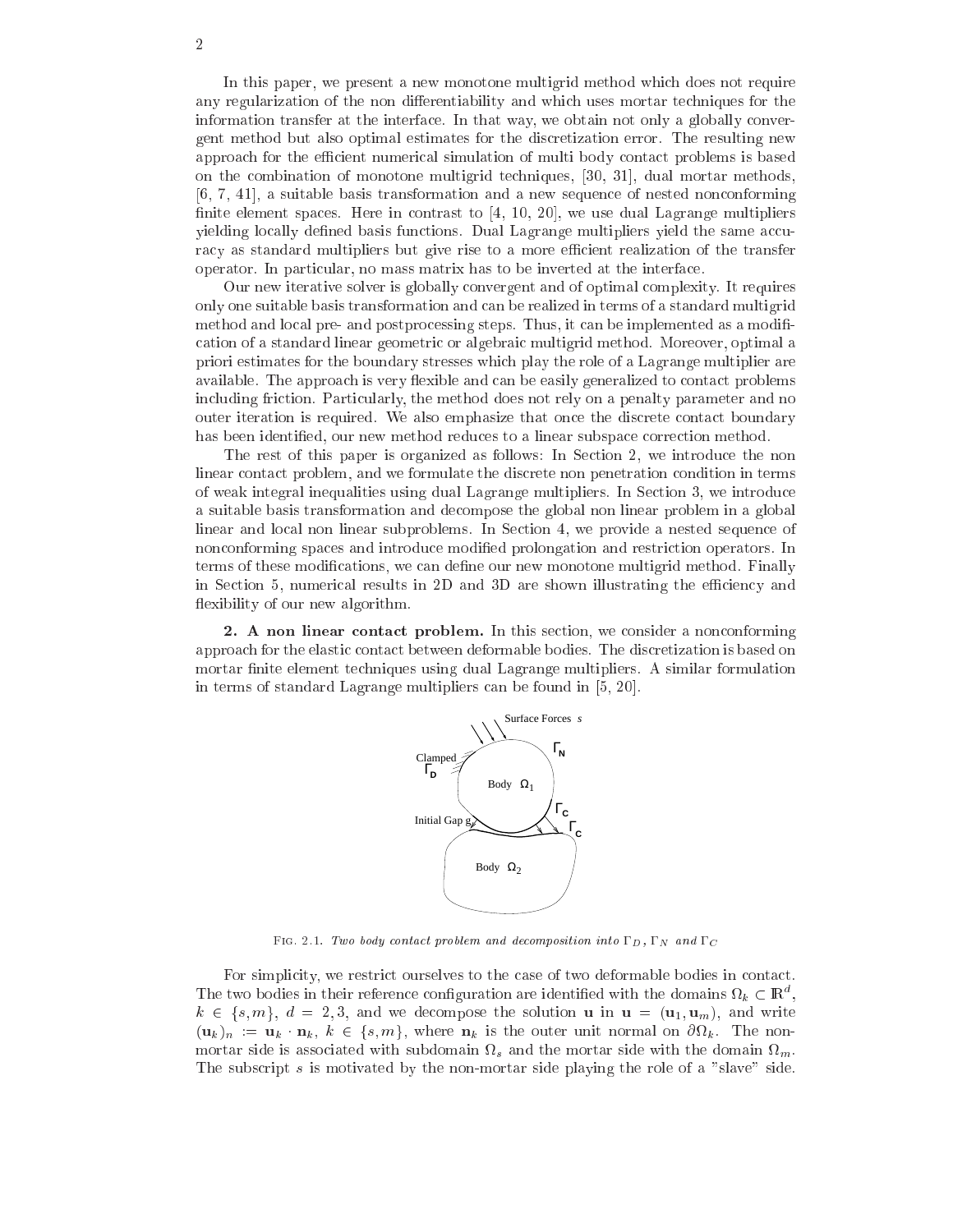In this paper, we present a new monotone multigrid method which does not require any regularization of the non differentiability and which uses mortar techniques for the information transfer at the interface. In that way, we obtain not only a globally convergent method but also optimal estimates for the discretization error. The resulting new approach for the efficient numerical simulation of multi body contact problems is based on the combination of monotone multigrid techniques, [30, 31], dual mortar methods, [6, 7, 41], a suitable basis transformation and a new sequence of nested nonconforming finite element spaces. Here in contrast to [4, 10, 20], we use dual Lagrange multipliers yielding locally defined basis functions. Dual Lagrange multipliers yield the same accuracy as standard multipliers but give rise to a more efficient realization of the transfer operator. In particular, no mass matrix has to be inverted at the interface.

Our new iterative solver is globally convergent and of optimal complexity. It requires only one suitable basis transformation and can be realized in terms of a standard multigrid method and local pre- and postprocessing steps. Thus, it can be implemented as a modification of a standard linear geometric or algebraic multigrid method. Moreover, optimal a priori estimates for the boundary stresses which play the role of a Lagrange multiplier are available. The approach is very flexible and can be easily generalized to contact problems including friction. Particularly, the method does not rely on a penalty parameter and no outer iteration is required. We also emphasize that once the discrete contact boundary has been identified, our new method reduces to a linear subspace correction method.

The rest of this paper is organized as follows: In Section 2, we introduce the non linear contact problem, and we formulate the discrete non penetration condition in terms of weak integral inequalities using dual Lagrange multipliers. In Section 3, we introduce a suitable basis transformation and decompose the global non linear problem in a global linear and local non linear subproblems. In Section 4, we provide a nested sequence of nonconforming spaces and introduce modified prolongation and restriction operators. In terms of these modifications, we can define our new monotone multigrid method. Finally in Section 5, numerical results in 2D and 3D are shown illustrating the efficiency and flexibility of our new algorithm.

**2. A non linear contact problem.** In this section, we consider a nonconforming approach for the elastic contact between deformable bodies. The discretization is based on mortar finite element techniques using dual Lagrange multipliers. A similar formulation in terms of standard Lagrange multipliers can be found in [5, 20].

FIG. 2.1. *Two body contact problem and decomposition into $\Gamma_D$, $\Gamma_N$ and $\Gamma_C$*

For simplicity, we restrict ourselves to the case of two deformable bodies in contact. The two bodies in their reference configuration are identified with the domains $\Omega_k \subset \mathbb{R}^d$, $k \in \{s, m\}$, $d = 2, 3$, and we decompose the solution $\mathbf{u}$ in $\mathbf{u} = (\mathbf{u}_1, \mathbf{u}_m)$, and write $(\mathbf{u}_k)_n := \mathbf{u}_k \cdot \mathbf{n}_k$, $k \in \{s, m\}$, where $\mathbf{n}_k$ is the outer unit normal on $\partial\Omega_k$. The non-mortar side is associated with subdomain $\Omega_s$ and the mortar side with the domain $\Omega_m$. The subscript $s$ is motivated by the non-mortar side playing the role of a "slave" side.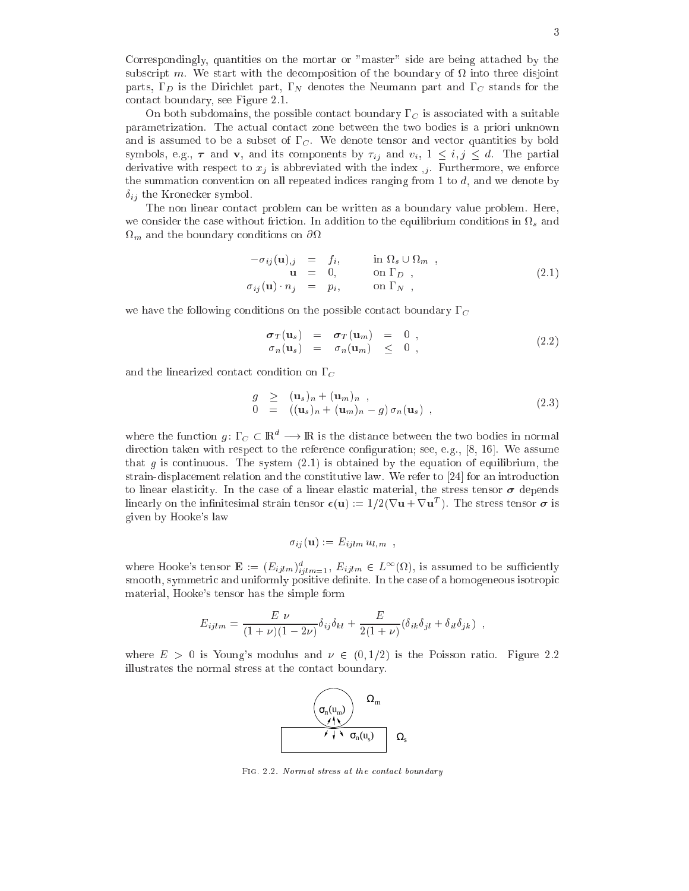Correspondingly, quantities on the mortar or "master" side are being attached by the subscript $m$. We start with the decomposition of the boundary of $\Omega$ into three disjoint parts, $\Gamma_D$ is the Dirichlet part, $\Gamma_N$ denotes the Neumann part and $\Gamma_C$ stands for the contact boundary, see Figure 2.1.

On both subdomains, the possible contact boundary $\Gamma_C$ is associated with a suitable parametrization. The actual contact zone between the two bodies is a priori unknown and is assumed to be a subset of $\Gamma_C$. We denote tensor and vector quantities by bold symbols, e.g., $\boldsymbol{\tau}$ and $\mathbf{v}$, and its components by $\tau_{ij}$ and $v_i$, $1 \leq i, j \leq d$. The partial derivative with respect to $x_j$ is abbreviated with the index $_{,j}$. Furthermore, we enforce the summation convention on all repeated indices ranging from 1 to $d$, and we denote by $\delta_{ij}$ the Kronecker symbol.

The non linear contact problem can be written as a boundary value problem. Here, we consider the case without friction. In addition to the equilibrium conditions in $\Omega_s$ and $\Omega_m$ and the boundary conditions on $\partial\Omega$

$$
\begin{aligned}
-\sigma_{ij}(\mathbf{u})_{,j} &= f_i, && \text{in } \Omega_s \cup \Omega_m \ , \\
\mathbf{u} &= 0, && \text{on } \Gamma_D \ , \\
\sigma_{ij}(\mathbf{u}) \cdot n_j &= p_i, && \text{on } \Gamma_N \ ,
\end{aligned}
\tag{2.1}
$$

we have the following conditions on the possible contact boundary $\Gamma_C$

$$
\begin{aligned}
\boldsymbol{\sigma}_T(\mathbf{u}_s) &= \boldsymbol{\sigma}_T(\mathbf{u}_m) = 0 \ , \\
\sigma_n(\mathbf{u}_s) &= \sigma_n(\mathbf{u}_m) \leq 0 \ ,
\end{aligned}
\tag{2.2}
$$

and the linearized contact condition on $\Gamma_C$

$$
\begin{aligned}
g &\geq (\mathbf{u}_s)_n + (\mathbf{u}_m)_n \ , \\
0 &= ((\mathbf{u}_s)_n + (\mathbf{u}_m)_n - g)\, \sigma_n(\mathbf{u}_s) \ ,
\end{aligned}
\tag{2.3}
$$

where the function $g \colon \Gamma_C \subset \mathbb{R}^d \longrightarrow \mathbb{R}$ is the distance between the two bodies in normal direction taken with respect to the reference configuration; see, e.g., [8, 16]. We assume that $g$ is continuous. The system (2.1) is obtained by the equation of equilibrium, the strain-displacement relation and the constitutive law. We refer to [24] for an introduction to linear elasticity. In the case of a linear elastic material, the stress tensor $\boldsymbol{\sigma}$ depends linearly on the infinitesimal strain tensor $\boldsymbol{\epsilon}(\mathbf{u}) := 1/2(\nabla\mathbf{u} + \nabla\mathbf{u}^T)$. The stress tensor $\boldsymbol{\sigma}$ is given by Hooke's law

$$
\sigma_{ij}(\mathbf{u}) := E_{ijlm}\, u_{l,m} \ ,
$$

where Hooke's tensor $\mathbf{E} := (E_{ijlm})_{ijlm=1}^d$, $E_{ijlm} \in L^\infty(\Omega)$, is assumed to be sufficiently smooth, symmetric and uniformly positive definite. In the case of a homogeneous isotropic material, Hooke's tensor has the simple form

$$
E_{ijlm} = \frac{E\ \nu}{(1+\nu)(1-2\nu)}\delta_{ij}\delta_{kl} + \frac{E}{2(1+\nu)}(\delta_{ik}\delta_{jl} + \delta_{il}\delta_{jk}) \ ,
$$

where $E > 0$ is Young's modulus and $\nu \in (0, 1/2)$ is the Poisson ratio. Figure 2.2 illustrates the normal stress at the contact boundary.

Fig. 2.2. *Normal stress at the contact boundary*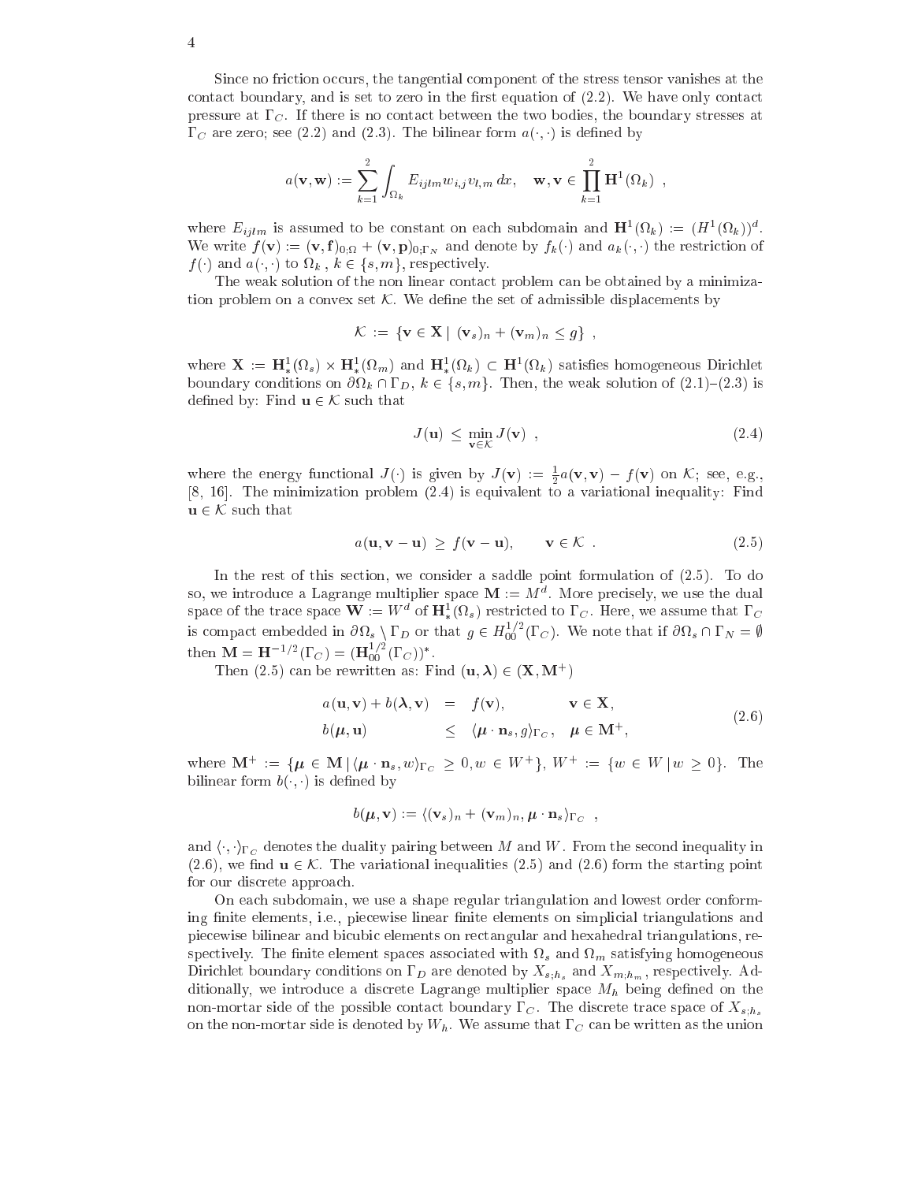Since no friction occurs, the tangential component of the stress tensor vanishes at the contact boundary, and is set to zero in the first equation of (2.2). We have only contact pressure at $\Gamma_C$. If there is no contact between the two bodies, the boundary stresses at $\Gamma_C$ are zero; see (2.2) and (2.3). The bilinear form $a(\cdot,\cdot)$ is defined by

$$
a(\mathbf{v},\mathbf{w}) := \sum_{k=1}^{2} \int_{\Omega_k} E_{ijlm} w_{i,j} v_{l,m} \, dx, \quad \mathbf{w},\mathbf{v} \in \prod_{k=1}^{2} \mathbf{H}^1(\Omega_k) \ ,
$$

where $E_{ijlm}$ is assumed to be constant on each subdomain and $\mathbf{H}^1(\Omega_k) := (H^1(\Omega_k))^d$. We write $f(\mathbf{v}) := (\mathbf{v},\mathbf{f})_{0;\Omega} + (\mathbf{v},\mathbf{p})_{0;\Gamma_N}$ and denote by $f_k(\cdot)$ and $a_k(\cdot,\cdot)$ the restriction of $f(\cdot)$ and $a(\cdot,\cdot)$ to $\Omega_k$ , $k \in \{s,m\}$, respectively.

The weak solution of the non linear contact problem can be obtained by a minimization problem on a convex set $\mathcal{K}$. We define the set of admissible displacements by

$$
\mathcal{K} := \{\mathbf{v} \in \mathbf{X} \,|\, (\mathbf{v}_s)_n + (\mathbf{v}_m)_n \leq g\} \ ,
$$

where $\mathbf{X} := \mathbf{H}^1_*(\Omega_s) \times \mathbf{H}^1_*(\Omega_m)$ and $\mathbf{H}^1_*(\Omega_k) \subset \mathbf{H}^1(\Omega_k)$ satisfies homogeneous Dirichlet boundary conditions on $\partial\Omega_k \cap \Gamma_D$, $k \in \{s,m\}$. Then, the weak solution of (2.1)–(2.3) is defined by: Find $\mathbf{u} \in \mathcal{K}$ such that

$$
J(\mathbf{u}) \leq \min_{\mathbf{v}\in\mathcal{K}} J(\mathbf{v}) \ , \tag{2.4}
$$

where the energy functional $J(\cdot)$ is given by $J(\mathbf{v}) := \frac{1}{2}a(\mathbf{v},\mathbf{v}) - f(\mathbf{v})$ on $\mathcal{K}$; see, e.g., [8, 16]. The minimization problem (2.4) is equivalent to a variational inequality: Find $\mathbf{u} \in \mathcal{K}$ such that

$$
a(\mathbf{u},\mathbf{v}-\mathbf{u}) \geq f(\mathbf{v}-\mathbf{u}), \qquad \mathbf{v} \in \mathcal{K} \ . \tag{2.5}
$$

In the rest of this section, we consider a saddle point formulation of (2.5). To do so, we introduce a Lagrange multiplier space $\mathbf{M} := M^d$. More precisely, we use the dual space of the trace space $\mathbf{W} := W^d$ of $\mathbf{H}^1_*(\Omega_s)$ restricted to $\Gamma_C$. Here, we assume that $\Gamma_C$ is compact embedded in $\partial\Omega_s \setminus \Gamma_D$ or that $g \in H^{1/2}_{00}(\Gamma_C)$. We note that if $\partial\Omega_s \cap \Gamma_N = \emptyset$ then $\mathbf{M} = \mathbf{H}^{-1/2}(\Gamma_C) = (\mathbf{H}^{1/2}_{00}(\Gamma_C))^*$.

Then (2.5) can be rewritten as: Find $(\mathbf{u},\boldsymbol{\lambda}) \in (\mathbf{X},\mathbf{M}^+)$

$$
\begin{aligned}
a(\mathbf{u},\mathbf{v}) + b(\boldsymbol{\lambda},\mathbf{v}) &= f(\mathbf{v}), && \mathbf{v} \in \mathbf{X}, \\
b(\boldsymbol{\mu},\mathbf{u}) &\leq \langle \boldsymbol{\mu}\cdot\mathbf{n}_s, g\rangle_{\Gamma_C}, && \boldsymbol{\mu} \in \mathbf{M}^+,
\end{aligned} \tag{2.6}
$$

where $\mathbf{M}^+ := \{\boldsymbol{\mu} \in \mathbf{M} \,|\, \langle \boldsymbol{\mu}\cdot\mathbf{n}_s, w\rangle_{\Gamma_C} \geq 0, w \in W^+\}$, $W^+ := \{w \in W \,|\, w \geq 0\}$. The bilinear form $b(\cdot,\cdot)$ is defined by

$$
b(\boldsymbol{\mu},\mathbf{v}) := \langle (\mathbf{v}_s)_n + (\mathbf{v}_m)_n, \boldsymbol{\mu}\cdot\mathbf{n}_s\rangle_{\Gamma_C} \ ,
$$

and $\langle\cdot,\cdot\rangle_{\Gamma_C}$ denotes the duality pairing between $M$ and $W$. From the second inequality in (2.6), we find $\mathbf{u} \in \mathcal{K}$. The variational inequalities (2.5) and (2.6) form the starting point for our discrete approach.

On each subdomain, we use a shape regular triangulation and lowest order conforming finite elements, i.e., piecewise linear finite elements on simplicial triangulations and piecewise bilinear and bicubic elements on rectangular and hexahedral triangulations, respectively. The finite element spaces associated with $\Omega_s$ and $\Omega_m$ satisfying homogeneous Dirichlet boundary conditions on $\Gamma_D$ are denoted by $X_{s;h_s}$ and $X_{m;h_m}$, respectively. Additionally, we introduce a discrete Lagrange multiplier space $M_h$ being defined on the non-mortar side of the possible contact boundary $\Gamma_C$. The discrete trace space of $X_{s;h_s}$ on the non-mortar side is denoted by $W_h$. We assume that $\Gamma_C$ can be written as the union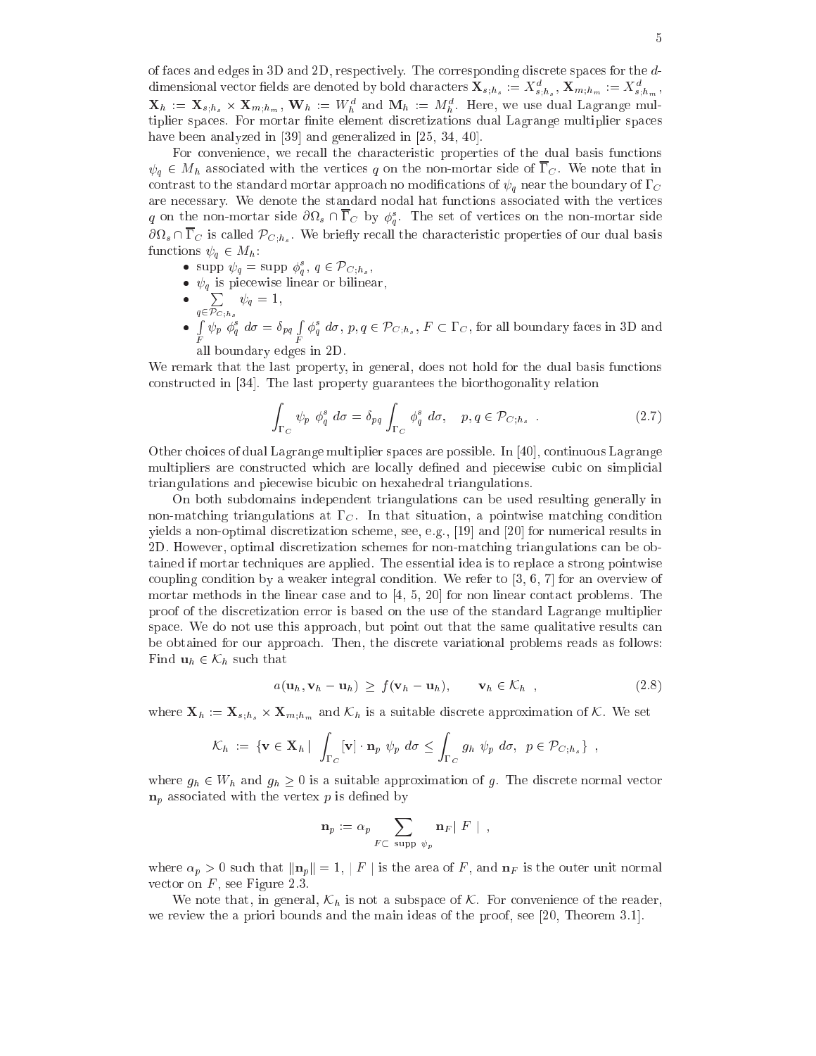of faces and edges in 3D and 2D, respectively. The corresponding discrete spaces for the $d$-dimensional vector fields are denoted by bold characters $\mathbf{X}_{s;h_s} := X^d_{s;h_s}$, $\mathbf{X}_{m;h_m} := X^d_{s;h_m}$, $\mathbf{X}_h := \mathbf{X}_{s;h_s} \times \mathbf{X}_{m;h_m}$, $\mathbf{W}_h := W^d_h$ and $\mathbf{M}_h := M^d_h$. Here, we use dual Lagrange multiplier spaces. For mortar finite element discretizations dual Lagrange multiplier spaces have been analyzed in [39] and generalized in [25, 34, 40].

For convenience, we recall the characteristic properties of the dual basis functions $\psi_q \in M_h$ associated with the vertices $q$ on the non-mortar side of $\overline{\Gamma}_C$. We note that in contrast to the standard mortar approach no modifications of $\psi_q$ near the boundary of $\Gamma_C$ are necessary. We denote the standard nodal hat functions associated with the vertices $q$ on the non-mortar side $\partial\Omega_s \cap \overline{\Gamma}_C$ by $\phi^s_q$. The set of vertices on the non-mortar side $\partial\Omega_s \cap \overline{\Gamma}_C$ is called $\mathcal{P}_{C;h_s}$. We briefly recall the characteristic properties of our dual basis functions $\psi_q \in M_h$:

- supp $\psi_q$ = supp $\phi^s_q$, $q \in \mathcal{P}_{C;h_s}$,
- $\psi_q$ is piecewise linear or bilinear,
- $\sum_{q\in\mathcal{P}_{C;h_s}} \psi_q = 1$,
- $\int_F \psi_p \; \phi^s_q \; d\sigma = \delta_{pq} \int_F \phi^s_q \; d\sigma$, $p, q \in \mathcal{P}_{C;h_s}$, $F \subset \Gamma_C$, for all boundary faces in 3D and all boundary edges in 2D.

We remark that the last property, in general, does not hold for the dual basis functions constructed in [34]. The last property guarantees the biorthogonality relation

$$\int_{\Gamma_C} \psi_p \; \phi^s_q \; d\sigma = \delta_{pq} \int_{\Gamma_C} \phi^s_q \; d\sigma, \quad p, q \in \mathcal{P}_{C;h_s} \; . \tag{2.7}$$

Other choices of dual Lagrange multiplier spaces are possible. In [40], continuous Lagrange multipliers are constructed which are locally defined and piecewise cubic on simplicial triangulations and piecewise bicubic on hexahedral triangulations.

On both subdomains independent triangulations can be used resulting generally in non-matching triangulations at $\Gamma_C$. In that situation, a pointwise matching condition yields a non-optimal discretization scheme, see, e.g., [19] and [20] for numerical results in 2D. However, optimal discretization schemes for non-matching triangulations can be obtained if mortar techniques are applied. The essential idea is to replace a strong pointwise coupling condition by a weaker integral condition. We refer to [3, 6, 7] for an overview of mortar methods in the linear case and to [4, 5, 20] for non linear contact problems. The proof of the discretization error is based on the use of the standard Lagrange multiplier space. We do not use this approach, but point out that the same qualitative results can be obtained for our approach. Then, the discrete variational problems reads as follows: Find $\mathbf{u}_h \in \mathcal{K}_h$ such that

$$a(\mathbf{u}_h, \mathbf{v}_h - \mathbf{u}_h) \; \geq \; f(\mathbf{v}_h - \mathbf{u}_h), \qquad \mathbf{v}_h \in \mathcal{K}_h \;\; , \tag{2.8}$$

where $\mathbf{X}_h := \mathbf{X}_{s;h_s} \times \mathbf{X}_{m;h_m}$ and $\mathcal{K}_h$ is a suitable discrete approximation of $\mathcal{K}$. We set

$$\mathcal{K}_h \; := \; \{\mathbf{v} \in \mathbf{X}_h \,|\, \int_{\Gamma_C} [\mathbf{v}] \cdot \mathbf{n}_p \; \psi_p \; d\sigma \leq \int_{\Gamma_C} g_h \; \psi_p \; d\sigma, \;\; p \in \mathcal{P}_{C;h_s}\} \;\; ,$$

where $g_h \in W_h$ and $g_h \geq 0$ is a suitable approximation of $g$. The discrete normal vector $\mathbf{n}_p$ associated with the vertex $p$ is defined by

$$\mathbf{n}_p := \alpha_p \sum_{F \subset \; \mathrm{supp} \; \psi_p} \mathbf{n}_F |\; F \;| \;\; ,$$

where $\alpha_p > 0$ such that $\|\mathbf{n}_p\| = 1$, $|\; F \;|$ is the area of $F$, and $\mathbf{n}_F$ is the outer unit normal vector on $F$, see Figure 2.3.

We note that, in general, $\mathcal{K}_h$ is not a subspace of $\mathcal{K}$. For convenience of the reader, we review the a priori bounds and the main ideas of the proof, see [20, Theorem 3.1].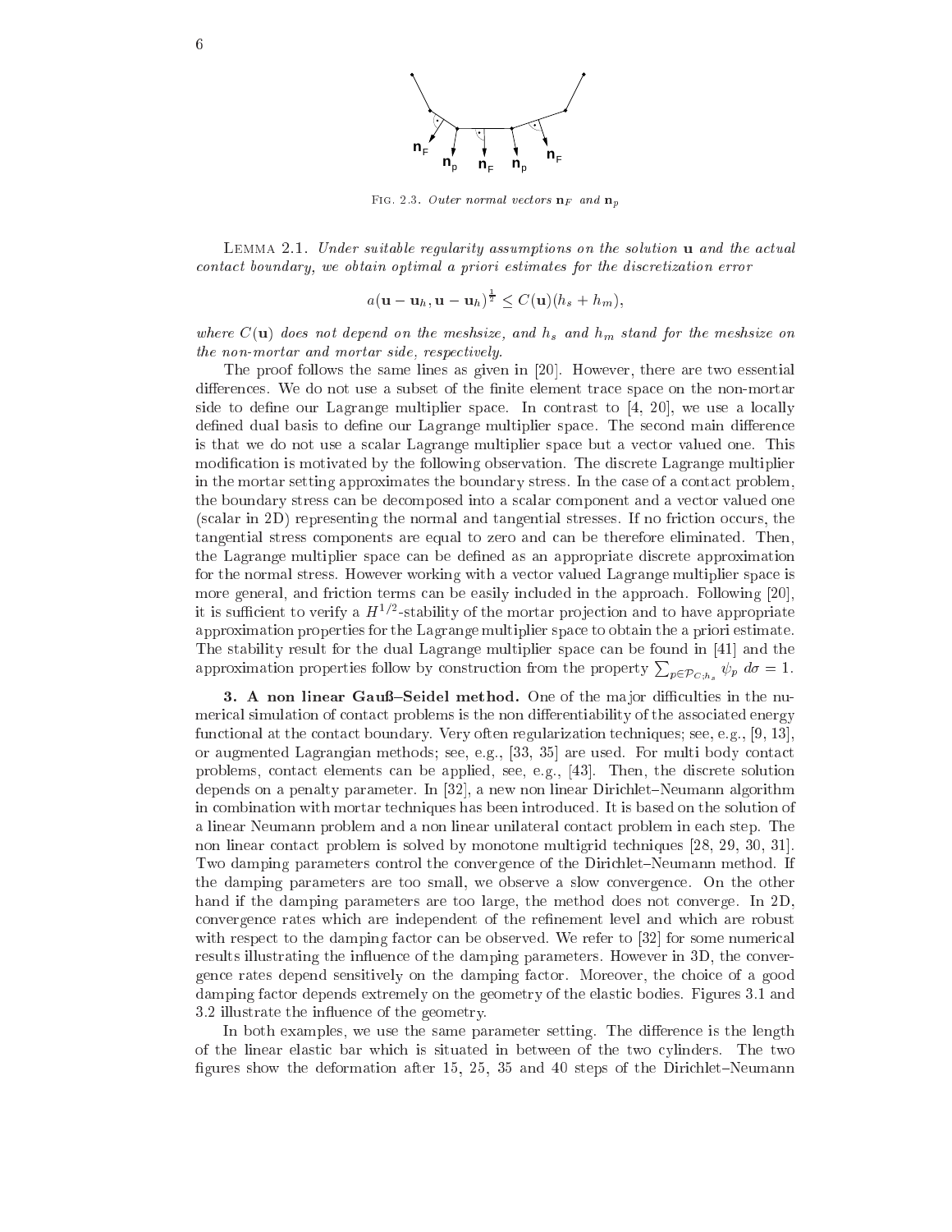Fig. 2.3. *Outer normal vectors* $\mathbf{n}_F$ *and* $\mathbf{n}_p$

Lemma 2.1. *Under suitable regularity assumptions on the solution* $\mathbf{u}$ *and the actual contact boundary, we obtain optimal a priori estimates for the discretization error*

$$a(\mathbf{u} - \mathbf{u}_h, \mathbf{u} - \mathbf{u}_h)^{\frac{1}{2}} \leq C(\mathbf{u})(h_s + h_m),$$

*where* $C(\mathbf{u})$ *does not depend on the meshsize, and* $h_s$ *and* $h_m$ *stand for the meshsize on the non-mortar and mortar side, respectively.*

The proof follows the same lines as given in [20]. However, there are two essential differences. We do not use a subset of the finite element trace space on the non-mortar side to define our Lagrange multiplier space. In contrast to [4, 20], we use a locally defined dual basis to define our Lagrange multiplier space. The second main difference is that we do not use a scalar Lagrange multiplier space but a vector valued one. This modification is motivated by the following observation. The discrete Lagrange multiplier in the mortar setting approximates the boundary stress. In the case of a contact problem, the boundary stress can be decomposed into a scalar component and a vector valued one (scalar in 2D) representing the normal and tangential stresses. If no friction occurs, the tangential stress components are equal to zero and can be therefore eliminated. Then, the Lagrange multiplier space can be defined as an appropriate discrete approximation for the normal stress. However working with a vector valued Lagrange multiplier space is more general, and friction terms can be easily included in the approach. Following [20], it is sufficient to verify a $H^{1/2}$-stability of the mortar projection and to have appropriate approximation properties for the Lagrange multiplier space to obtain the a priori estimate. The stability result for the dual Lagrange multiplier space can be found in [41] and the approximation properties follow by construction from the property $\sum_{p \in \mathcal{P}_{C;h_s}} \psi_p \; d\sigma = 1$.

## 3. A non linear Gauß–Seidel method.

One of the major difficulties in the numerical simulation of contact problems is the non differentiability of the associated energy functional at the contact boundary. Very often regularization techniques; see, e.g., [9, 13], or augmented Lagrangian methods; see, e.g., [33, 35] are used. For multi body contact problems, contact elements can be applied, see, e.g., [43]. Then, the discrete solution depends on a penalty parameter. In [32], a new non linear Dirichlet–Neumann algorithm in combination with mortar techniques has been introduced. It is based on the solution of a linear Neumann problem and a non linear unilateral contact problem in each step. The non linear contact problem is solved by monotone multigrid techniques [28, 29, 30, 31]. Two damping parameters control the convergence of the Dirichlet–Neumann method. If the damping parameters are too small, we observe a slow convergence. On the other hand if the damping parameters are too large, the method does not converge. In 2D, convergence rates which are independent of the refinement level and which are robust with respect to the damping factor can be observed. We refer to [32] for some numerical results illustrating the influence of the damping parameters. However in 3D, the convergence rates depend sensitively on the damping factor. Moreover, the choice of a good damping factor depends extremely on the geometry of the elastic bodies. Figures 3.1 and 3.2 illustrate the influence of the geometry.

In both examples, we use the same parameter setting. The difference is the length of the linear elastic bar which is situated in between of the two cylinders. The two figures show the deformation after 15, 25, 35 and 40 steps of the Dirichlet–Neumann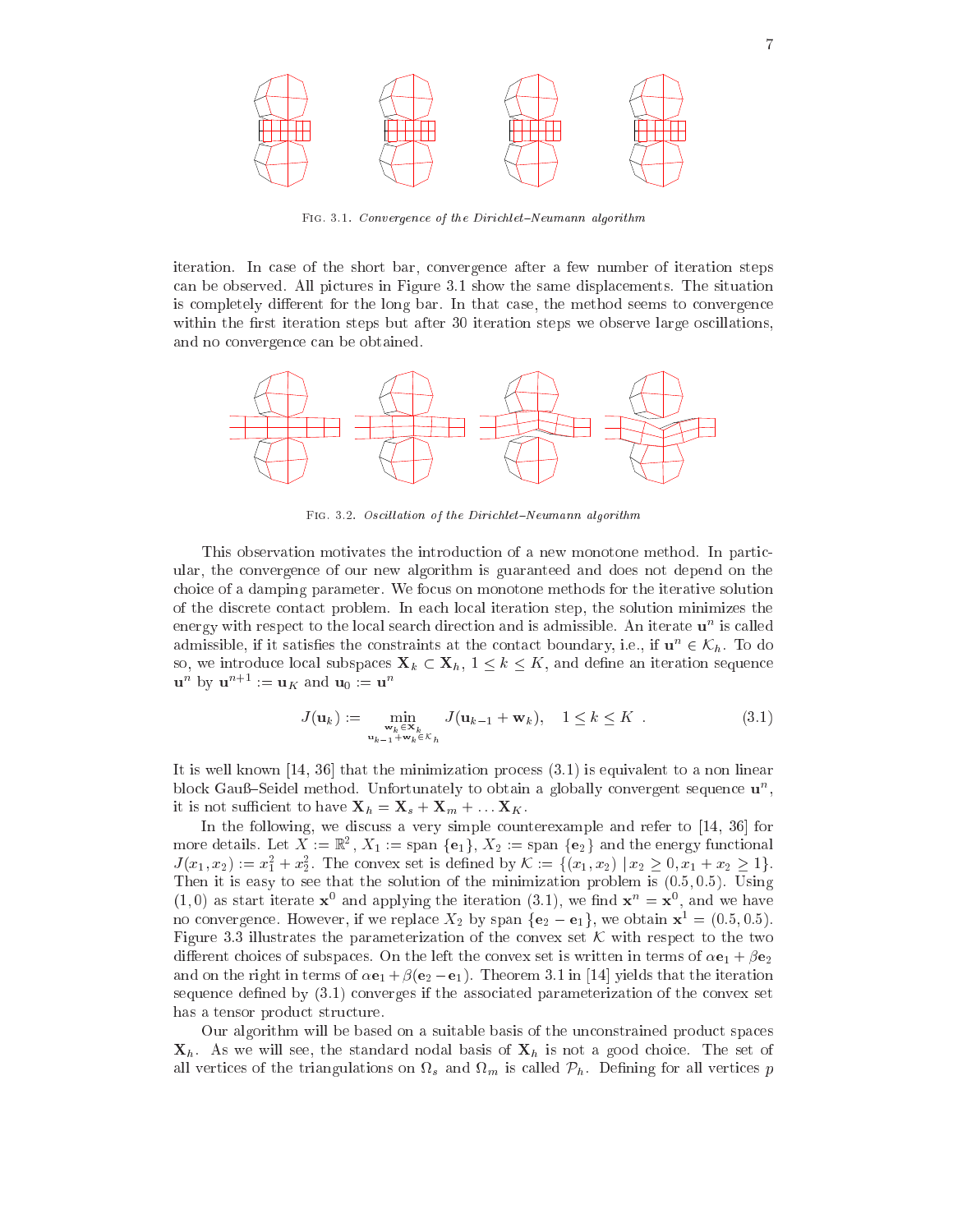Fig. 3.1. *Convergence of the Dirichlet–Neumann algorithm*

iteration. In case of the short bar, convergence after a few number of iteration steps can be observed. All pictures in Figure 3.1 show the same displacements. The situation is completely different for the long bar. In that case, the method seems to convergence within the first iteration steps but after 30 iteration steps we observe large oscillations, and no convergence can be obtained.

Fig. 3.2. *Oscillation of the Dirichlet–Neumann algorithm*

This observation motivates the introduction of a new monotone method. In particular, the convergence of our new algorithm is guaranteed and does not depend on the choice of a damping parameter. We focus on monotone methods for the iterative solution of the discrete contact problem. In each local iteration step, the solution minimizes the energy with respect to the local search direction and is admissible. An iterate $\mathbf{u}^n$ is called admissible, if it satisfies the constraints at the contact boundary, i.e., if $\mathbf{u}^n \in \mathcal{K}_h$. To do so, we introduce local subspaces $\mathbf{X}_k \subset \mathbf{X}_h$, $1 \leq k \leq K$, and define an iteration sequence $\mathbf{u}^n$ by $\mathbf{u}^{n+1} := \mathbf{u}_K$ and $\mathbf{u}_0 := \mathbf{u}^n$

$$J(\mathbf{u}_k) := \min_{\substack{\mathbf{w}_k \in \mathbf{X}_k \\ \mathbf{u}_{k-1}+\mathbf{w}_k \in \mathcal{K}_h}} J(\mathbf{u}_{k-1} + \mathbf{w}_k), \quad 1 \leq k \leq K \ . \tag{3.1}$$

It is well known [14, 36] that the minimization process (3.1) is equivalent to a non linear block Gauß–Seidel method. Unfortunately to obtain a globally convergent sequence $\mathbf{u}^n$, it is not sufficient to have $\mathbf{X}_h = \mathbf{X}_s + \mathbf{X}_m + \ldots \mathbf{X}_K$.

In the following, we discuss a very simple counterexample and refer to [14, 36] for more details. Let $X := \mathbb{R}^2$, $X_1 := \text{span}\,\{\mathbf{e}_1\}$, $X_2 := \text{span}\,\{\mathbf{e}_2\}$ and the energy functional $J(x_1, x_2) := x_1^2 + x_2^2$. The convex set is defined by $\mathcal{K} := \{(x_1, x_2) \,|\, x_2 \geq 0, x_1 + x_2 \geq 1\}$. Then it is easy to see that the solution of the minimization problem is $(0.5, 0.5)$. Using $(1, 0)$ as start iterate $\mathbf{x}^0$ and applying the iteration (3.1), we find $\mathbf{x}^n = \mathbf{x}^0$, and we have no convergence. However, if we replace $X_2$ by span $\{\mathbf{e}_2 - \mathbf{e}_1\}$, we obtain $\mathbf{x}^1 = (0.5, 0.5)$. Figure 3.3 illustrates the parameterization of the convex set $\mathcal{K}$ with respect to the two different choices of subspaces. On the left the convex set is written in terms of $\alpha\mathbf{e}_1 + \beta\mathbf{e}_2$ and on the right in terms of $\alpha\mathbf{e}_1 + \beta(\mathbf{e}_2 - \mathbf{e}_1)$. Theorem 3.1 in [14] yields that the iteration sequence defined by (3.1) converges if the associated parameterization of the convex set has a tensor product structure.

Our algorithm will be based on a suitable basis of the unconstrained product spaces $\mathbf{X}_h$. As we will see, the standard nodal basis of $\mathbf{X}_h$ is not a good choice. The set of all vertices of the triangulations on $\Omega_s$ and $\Omega_m$ is called $\mathcal{P}_h$. Defining for all vertices $p$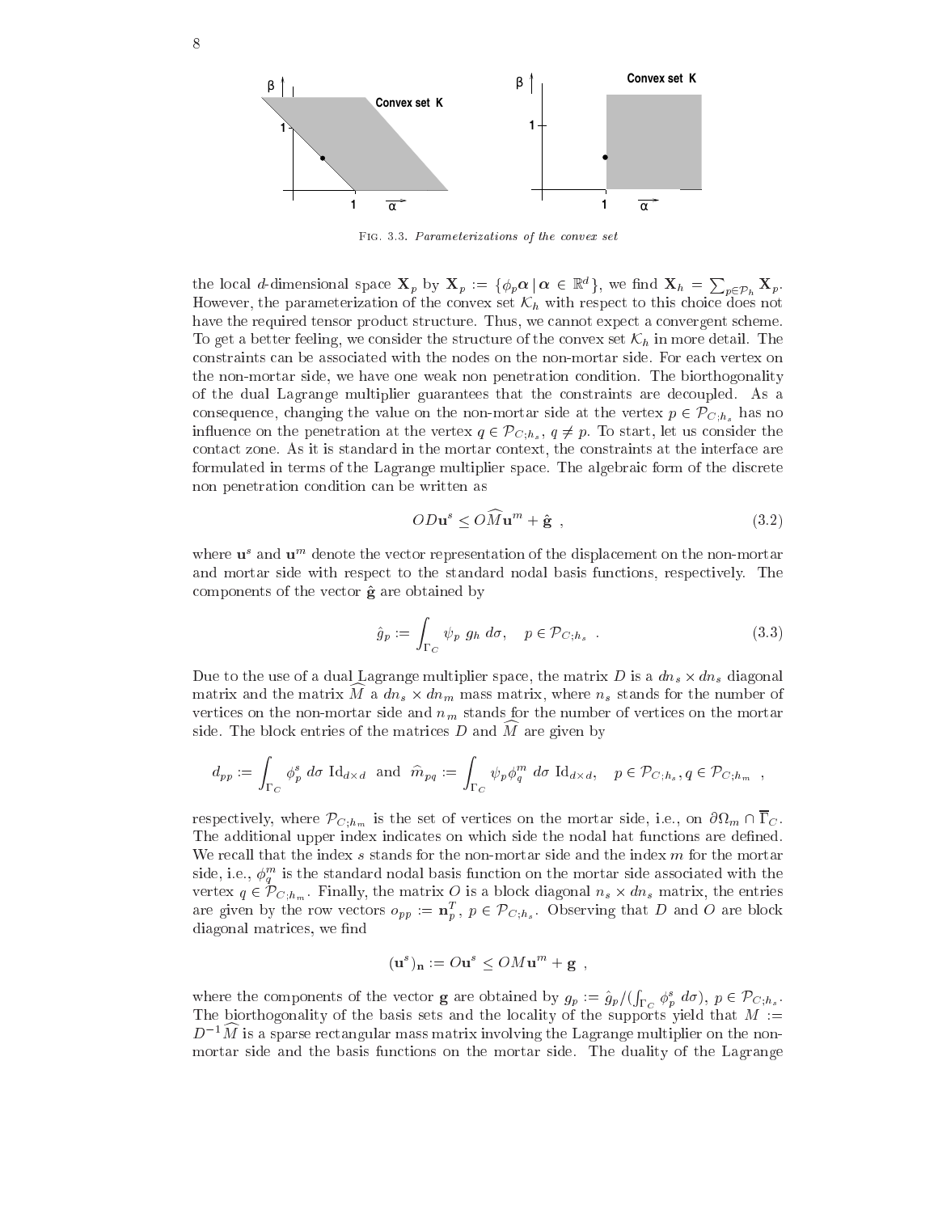FIG. 3.3. *Parameterizations of the convex set*

the local $d$-dimensional space $\mathbf{X}_p$ by $\mathbf{X}_p := \{\phi_p \boldsymbol{\alpha} \,|\, \boldsymbol{\alpha} \in \mathbb{R}^d\}$, we find $\mathbf{X}_h = \sum_{p \in \mathcal{P}_h} \mathbf{X}_p$. However, the parameterization of the convex set $\mathcal{K}_h$ with respect to this choice does not have the required tensor product structure. Thus, we cannot expect a convergent scheme. To get a better feeling, we consider the structure of the convex set $\mathcal{K}_h$ in more detail. The constraints can be associated with the nodes on the non-mortar side. For each vertex on the non-mortar side, we have one weak non penetration condition. The biorthogonality of the dual Lagrange multiplier guarantees that the constraints are decoupled. As a consequence, changing the value on the non-mortar side at the vertex $p \in \mathcal{P}_{C;h_s}$ has no influence on the penetration at the vertex $q \in \mathcal{P}_{C;h_s}$, $q \neq p$. To start, let us consider the contact zone. As it is standard in the mortar context, the constraints at the interface are formulated in terms of the Lagrange multiplier space. The algebraic form of the discrete non penetration condition can be written as

$$O D \mathbf{u}^s \leq O \widehat{M} \mathbf{u}^m + \hat{\mathbf{g}} \ , \tag{3.2}$$

where $\mathbf{u}^s$ and $\mathbf{u}^m$ denote the vector representation of the displacement on the non-mortar and mortar side with respect to the standard nodal basis functions, respectively. The components of the vector $\hat{\mathbf{g}}$ are obtained by

$$\hat{g}_p := \int_{\Gamma_C} \psi_p \; g_h \; d\sigma, \quad p \in \mathcal{P}_{C;h_s} \ . \tag{3.3}$$

Due to the use of a dual Lagrange multiplier space, the matrix $D$ is a $dn_s \times dn_s$ diagonal matrix and the matrix $\widehat{M}$ a $dn_s \times dn_m$ mass matrix, where $n_s$ stands for the number of vertices on the non-mortar side and $n_m$ stands for the number of vertices on the mortar side. The block entries of the matrices $D$ and $\widehat{M}$ are given by

$$d_{pp} := \int_{\Gamma_C} \phi_p^s \; d\sigma \; \mathrm{Id}_{d\times d} \quad \text{and} \quad \widehat{m}_{pq} := \int_{\Gamma_C} \psi_p \phi_q^m \; d\sigma \; \mathrm{Id}_{d\times d}, \quad p \in \mathcal{P}_{C;h_s}, q \in \mathcal{P}_{C;h_m} \ ,$$

respectively, where $\mathcal{P}_{C;h_m}$ is the set of vertices on the mortar side, i.e., on $\partial\Omega_m \cap \overline{\Gamma}_C$. The additional upper index indicates on which side the nodal hat functions are defined. We recall that the index $s$ stands for the non-mortar side and the index $m$ for the mortar side, i.e., $\phi_q^m$ is the standard nodal basis function on the mortar side associated with the vertex $q \in \mathcal{P}_{C;h_m}$. Finally, the matrix $O$ is a block diagonal $n_s \times dn_s$ matrix, the entries are given by the row vectors $o_{pp} := \mathbf{n}_p^T$, $p \in \mathcal{P}_{C;h_s}$. Observing that $D$ and $O$ are block diagonal matrices, we find

$$(\mathbf{u}^s)_{\mathbf{n}} := O \mathbf{u}^s \leq O M \mathbf{u}^m + \mathbf{g} \ ,$$

where the components of the vector $\mathbf{g}$ are obtained by $g_p := \hat{g}_p / (\int_{\Gamma_C} \phi_p^s \; d\sigma)$, $p \in \mathcal{P}_{C;h_s}$. The biorthogonality of the basis sets and the locality of the supports yield that $M := D^{-1}\widehat{M}$ is a sparse rectangular mass matrix involving the Lagrange multiplier on the non-mortar side and the basis functions on the mortar side. The duality of the Lagrange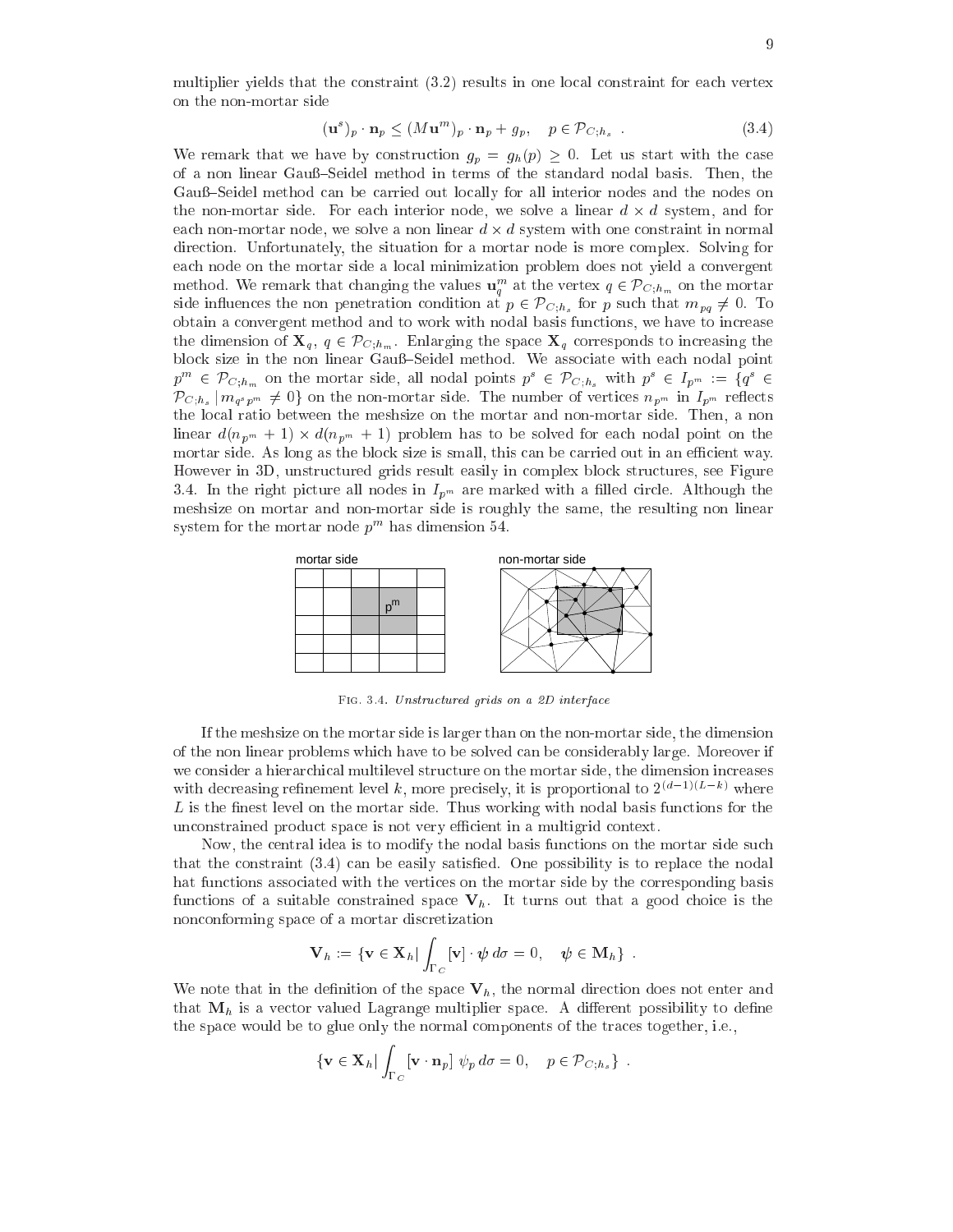multiplier yields that the constraint (3.2) results in one local constraint for each vertex on the non-mortar side

$$(\mathbf{u}^s)_p \cdot \mathbf{n}_p \le (M\mathbf{u}^m)_p \cdot \mathbf{n}_p + g_p, \quad p \in \mathcal{P}_{C;h_s} \ . \tag{3.4}$$

We remark that we have by construction $g_p = g_h(p) \ge 0$. Let us start with the case of a non linear Gauß–Seidel method in terms of the standard nodal basis. Then, the Gauß–Seidel method can be carried out locally for all interior nodes and the nodes on the non-mortar side. For each interior node, we solve a linear $d \times d$ system, and for each non-mortar node, we solve a non linear $d \times d$ system with one constraint in normal direction. Unfortunately, the situation for a mortar node is more complex. Solving for each node on the mortar side a local minimization problem does not yield a convergent method. We remark that changing the values $\mathbf{u}_q^m$ at the vertex $q \in \mathcal{P}_{C;h_m}$ on the mortar side influences the non penetration condition at $p \in \mathcal{P}_{C;h_s}$ for $p$ such that $m_{pq} \neq 0$. To obtain a convergent method and to work with nodal basis functions, we have to increase the dimension of $\mathbf{X}_q$, $q \in \mathcal{P}_{C;h_m}$. Enlarging the space $\mathbf{X}_q$ corresponds to increasing the block size in the non linear Gauß–Seidel method. We associate with each nodal point $p^m \in \mathcal{P}_{C;h_m}$ on the mortar side, all nodal points $p^s \in \mathcal{P}_{C;h_s}$ with $p^s \in I_{p^m} := \{q^s \in \mathcal{P}_{C;h_s} \,|\, m_{q^s p^m} \neq 0\}$ on the non-mortar side. The number of vertices $n_{p^m}$ in $I_{p^m}$ reflects the local ratio between the meshsize on the mortar and non-mortar side. Then, a non linear $d(n_{p^m}+1) \times d(n_{p^m}+1)$ problem has to be solved for each nodal point on the mortar side. As long as the block size is small, this can be carried out in an efficient way. However in 3D, unstructured grids result easily in complex block structures, see Figure 3.4. In the right picture all nodes in $I_{p^m}$ are marked with a filled circle. Although the meshsize on mortar and non-mortar side is roughly the same, the resulting non linear system for the mortar node $p^m$ has dimension 54.

FIG. 3.4. *Unstructured grids on a 2D interface*

If the meshsize on the mortar side is larger than on the non-mortar side, the dimension of the non linear problems which have to be solved can be considerably large. Moreover if we consider a hierarchical multilevel structure on the mortar side, the dimension increases with decreasing refinement level $k$, more precisely, it is proportional to $2^{(d-1)(L-k)}$ where $L$ is the finest level on the mortar side. Thus working with nodal basis functions for the unconstrained product space is not very efficient in a multigrid context.

Now, the central idea is to modify the nodal basis functions on the mortar side such that the constraint (3.4) can be easily satisfied. One possibility is to replace the nodal hat functions associated with the vertices on the mortar side by the corresponding basis functions of a suitable constrained space $\mathbf{V}_h$. It turns out that a good choice is the nonconforming space of a mortar discretization

$$\mathbf{V}_h := \{\mathbf{v} \in \mathbf{X}_h | \int_{\Gamma_C} [\mathbf{v}] \cdot \boldsymbol{\psi} \, d\sigma = 0, \quad \boldsymbol{\psi} \in \mathbf{M}_h\} \ .$$

We note that in the definition of the space $\mathbf{V}_h$, the normal direction does not enter and that $\mathbf{M}_h$ is a vector valued Lagrange multiplier space. A different possibility to define the space would be to glue only the normal components of the traces together, i.e.,

$$\{\mathbf{v} \in \mathbf{X}_h | \int_{\Gamma_C} [\mathbf{v} \cdot \mathbf{n}_p] \, \psi_p \, d\sigma = 0, \quad p \in \mathcal{P}_{C;h_s}\} \ .$$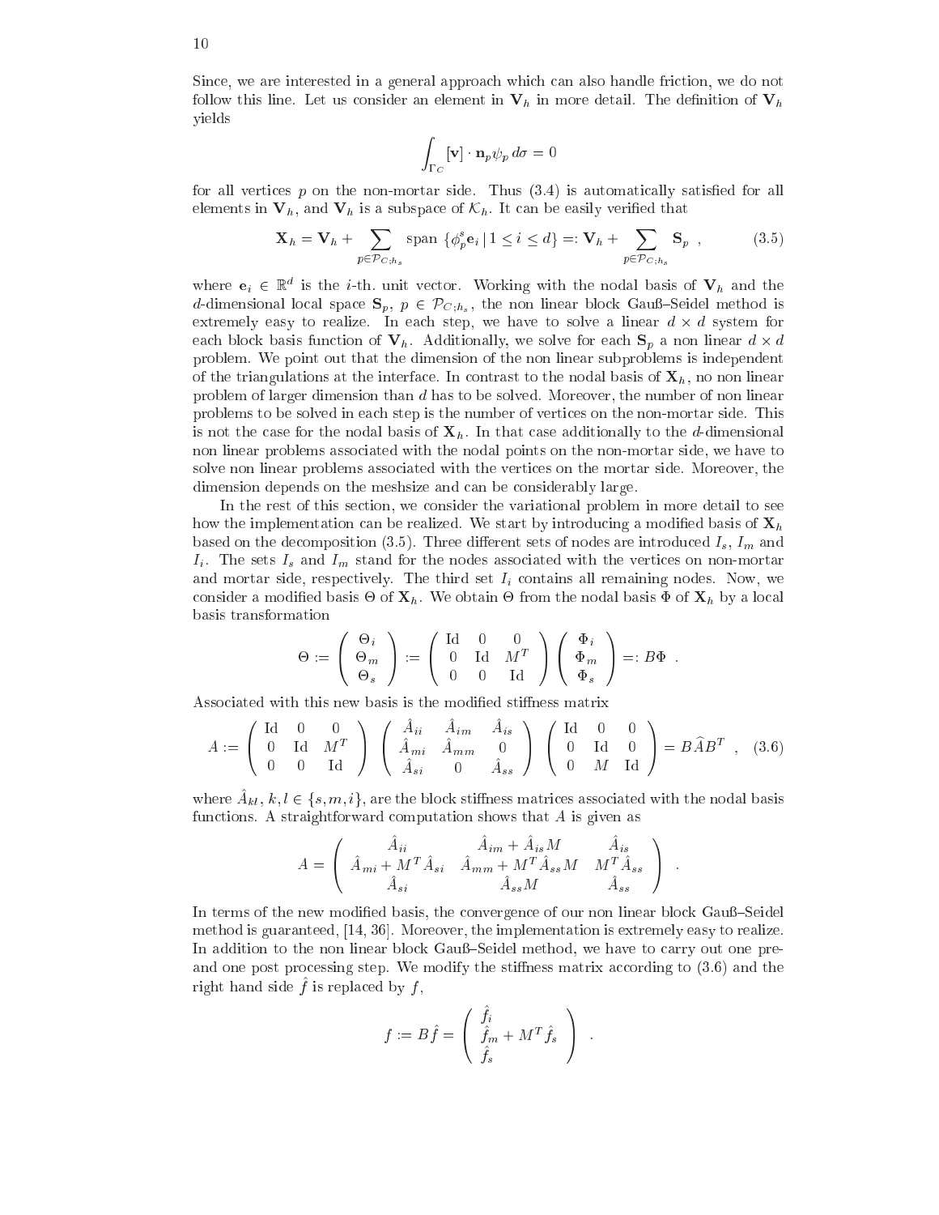Since, we are interested in a general approach which can also handle friction, we do not follow this line. Let us consider an element in $\mathbf{V}_h$ in more detail. The definition of $\mathbf{V}_h$ yields

$$\int_{\Gamma_C} [\mathbf{v}] \cdot \mathbf{n}_p \psi_p \, d\sigma = 0$$

for all vertices $p$ on the non-mortar side. Thus (3.4) is automatically satisfied for all elements in $\mathbf{V}_h$, and $\mathbf{V}_h$ is a subspace of $\mathcal{K}_h$. It can be easily verified that

$$\mathbf{X}_h = \mathbf{V}_h + \sum_{p \in \mathcal{P}_{C;h_s}} \text{span} \, \{\phi_p^s \mathbf{e}_i \, | \, 1 \leq i \leq d\} =: \mathbf{V}_h + \sum_{p \in \mathcal{P}_{C;h_s}} \mathbf{S}_p \ , \tag{3.5}$$

where $\mathbf{e}_i \in \mathbb{R}^d$ is the $i$-th. unit vector. Working with the nodal basis of $\mathbf{V}_h$ and the $d$-dimensional local space $\mathbf{S}_p$, $p \in \mathcal{P}_{C;h_s}$, the non linear block Gauß–Seidel method is extremely easy to realize. In each step, we have to solve a linear $d \times d$ system for each block basis function of $\mathbf{V}_h$. Additionally, we solve for each $\mathbf{S}_p$ a non linear $d \times d$ problem. We point out that the dimension of the non linear subproblems is independent of the triangulations at the interface. In contrast to the nodal basis of $\mathbf{X}_h$, no non linear problem of larger dimension than $d$ has to be solved. Moreover, the number of non linear problems to be solved in each step is the number of vertices on the non-mortar side. This is not the case for the nodal basis of $\mathbf{X}_h$. In that case additionally to the $d$-dimensional non linear problems associated with the nodal points on the non-mortar side, we have to solve non linear problems associated with the vertices on the mortar side. Moreover, the dimension depends on the meshsize and can be considerably large.

In the rest of this section, we consider the variational problem in more detail to see how the implementation can be realized. We start by introducing a modified basis of $\mathbf{X}_h$ based on the decomposition (3.5). Three different sets of nodes are introduced $I_s$, $I_m$ and $I_i$. The sets $I_s$ and $I_m$ stand for the nodes associated with the vertices on non-mortar and mortar side, respectively. The third set $I_i$ contains all remaining nodes. Now, we consider a modified basis $\Theta$ of $\mathbf{X}_h$. We obtain $\Theta$ from the nodal basis $\Phi$ of $\mathbf{X}_h$ by a local basis transformation

$$\Theta := \begin{pmatrix} \Theta_i \\ \Theta_m \\ \Theta_s \end{pmatrix} := \begin{pmatrix} \text{Id} & 0 & 0 \\ 0 & \text{Id} & M^T \\ 0 & 0 & \text{Id} \end{pmatrix} \begin{pmatrix} \Phi_i \\ \Phi_m \\ \Phi_s \end{pmatrix} =: B\Phi \ .$$

Associated with this new basis is the modified stiffness matrix

$$A := \begin{pmatrix} \text{Id} & 0 & 0 \\ 0 & \text{Id} & M^T \\ 0 & 0 & \text{Id} \end{pmatrix} \begin{pmatrix} \hat{A}_{ii} & \hat{A}_{im} & \hat{A}_{is} \\ \hat{A}_{mi} & \hat{A}_{mm} & 0 \\ \hat{A}_{si} & 0 & \hat{A}_{ss} \end{pmatrix} \begin{pmatrix} \text{Id} & 0 & 0 \\ 0 & \text{Id} & 0 \\ 0 & M & \text{Id} \end{pmatrix} = B\hat{A}B^T \ , \tag{3.6}$$

where $\hat{A}_{kl}$, $k, l \in \{s, m, i\}$, are the block stiffness matrices associated with the nodal basis functions. A straightforward computation shows that $A$ is given as

$$A = \begin{pmatrix} \hat{A}_{ii} & \hat{A}_{im} + \hat{A}_{is} M & \hat{A}_{is} \\ \hat{A}_{mi} + M^T \hat{A}_{si} & \hat{A}_{mm} + M^T \hat{A}_{ss} M & M^T \hat{A}_{ss} \\ \hat{A}_{si} & \hat{A}_{ss} M & \hat{A}_{ss} \end{pmatrix} \ .$$

In terms of the new modified basis, the convergence of our non linear block Gauß–Seidel method is guaranteed, [14, 36]. Moreover, the implementation is extremely easy to realize. In addition to the non linear block Gauß–Seidel method, we have to carry out one pre- and one post processing step. We modify the stiffness matrix according to (3.6) and the right hand side $\hat{f}$ is replaced by $f$,

$$f := B\hat{f} = \begin{pmatrix} \hat{f}_i \\ \hat{f}_m + M^T \hat{f}_s \\ \hat{f}_s \end{pmatrix} \ .$$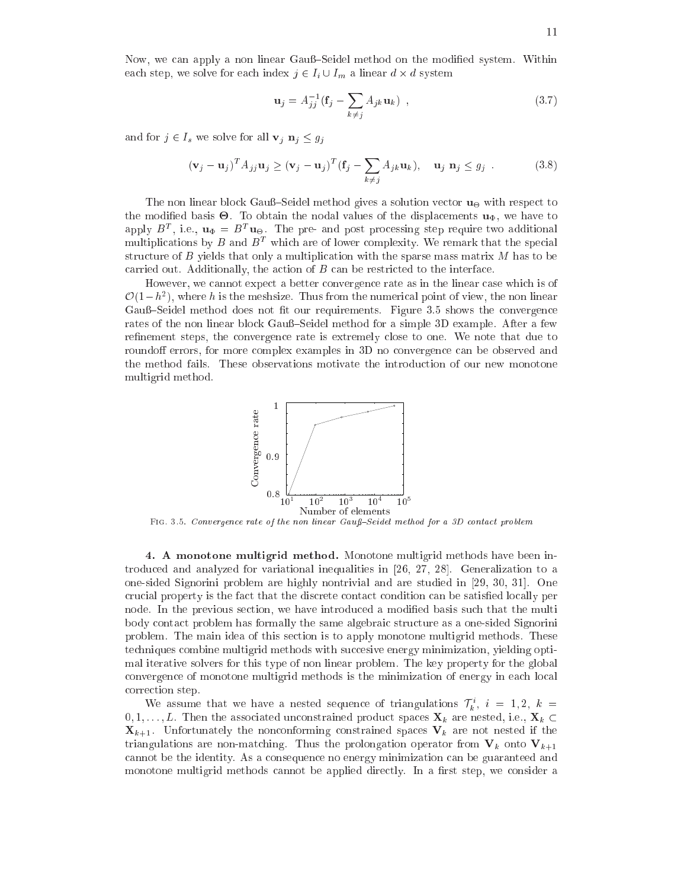Now, we can apply a non linear Gauß–Seidel method on the modified system. Within each step, we solve for each index $j \in I_i \cup I_m$ a linear $d \times d$ system

$$\mathbf{u}_j = A_{jj}^{-1}(\mathbf{f}_j - \sum_{k \neq j} A_{jk}\mathbf{u}_k) \ , \tag{3.7}$$

and for $j \in I_s$ we solve for all $\mathbf{v}_j \ \mathbf{n}_j \leq g_j$

$$(\mathbf{v}_j - \mathbf{u}_j)^T A_{jj}\mathbf{u}_j \geq (\mathbf{v}_j - \mathbf{u}_j)^T(\mathbf{f}_j - \sum_{k \neq j} A_{jk}\mathbf{u}_k), \quad \mathbf{u}_j \ \mathbf{n}_j \leq g_j \ . \tag{3.8}$$

The non linear block Gauß–Seidel method gives a solution vector $\mathbf{u}_\Theta$ with respect to the modified basis $\mathbf{\Theta}$. To obtain the nodal values of the displacements $\mathbf{u}_\Phi$, we have to apply $B^T$, i.e., $\mathbf{u}_\Phi = B^T\mathbf{u}_\Theta$. The pre- and post processing step require two additional multiplications by $B$ and $B^T$ which are of lower complexity. We remark that the special structure of $B$ yields that only a multiplication with the sparse mass matrix $M$ has to be carried out. Additionally, the action of $B$ can be restricted to the interface.

However, we cannot expect a better convergence rate as in the linear case which is of $\mathcal{O}(1-h^2)$, where $h$ is the meshsize. Thus from the numerical point of view, the non linear Gauß–Seidel method does not fit our requirements. Figure 3.5 shows the convergence rates of the non linear block Gauß–Seidel method for a simple 3D example. After a few refinement steps, the convergence rate is extremely close to one. We note that due to roundoff errors, for more complex examples in 3D no convergence can be observed and the method fails. These observations motivate the introduction of our new monotone multigrid method.

Fig. 3.5. *Convergence rate of the non linear Gauß–Seidel method for a 3D contact problem*

## 4. A monotone multigrid method.

Monotone multigrid methods have been introduced and analyzed for variational inequalities in [26, 27, 28]. Generalization to a one-sided Signorini problem are highly nontrivial and are studied in [29, 30, 31]. One crucial property is the fact that the discrete contact condition can be satisfied locally per node. In the previous section, we have introduced a modified basis such that the multi body contact problem has formally the same algebraic structure as a one-sided Signorini problem. The main idea of this section is to apply monotone multigrid methods. These techniques combine multigrid methods with succesive energy minimization, yielding optimal iterative solvers for this type of non linear problem. The key property for the global convergence of monotone multigrid methods is the minimization of energy in each local correction step.

We assume that we have a nested sequence of triangulations $\mathcal{T}_k^i$, $i = 1, 2$, $k = 0, 1, \ldots, L$. Then the associated unconstrained product spaces $\mathbf{X}_k$ are nested, i.e., $\mathbf{X}_k \subset \mathbf{X}_{k+1}$. Unfortunately the nonconforming constrained spaces $\mathbf{V}_k$ are not nested if the triangulations are non-matching. Thus the prolongation operator from $\mathbf{V}_k$ onto $\mathbf{V}_{k+1}$ cannot be the identity. As a consequence no energy minimization can be guaranteed and monotone multigrid methods cannot be applied directly. In a first step, we consider a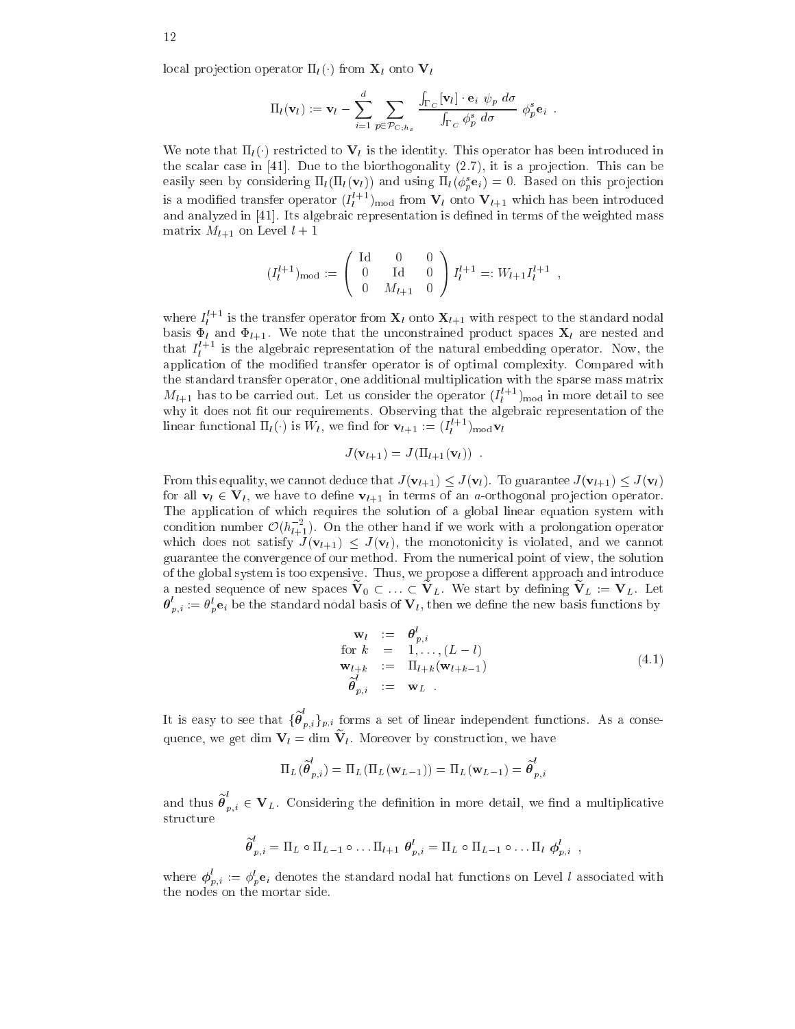local projection operator $\Pi_l(\cdot)$ from $\mathbf{X}_l$ onto $\mathbf{V}_l$

$$\Pi_l(\mathbf{v}_l) := \mathbf{v}_l - \sum_{i=1}^{d} \sum_{p \in \mathcal{P}_{C;h_s}} \frac{\int_{\Gamma_C} [\mathbf{v}_l] \cdot \mathbf{e}_i \; \psi_p \; d\sigma}{\int_{\Gamma_C} \phi_p^s \; d\sigma} \; \phi_p^s \mathbf{e}_i \;\; .$$

We note that $\Pi_l(\cdot)$ restricted to $\mathbf{V}_l$ is the identity. This operator has been introduced in the scalar case in [41]. Due to the biorthogonality (2.7), it is a projection. This can be easily seen by considering $\Pi_l(\Pi_l(\mathbf{v}_l))$ and using $\Pi_l(\phi_p^s \mathbf{e}_i) = 0$. Based on this projection is a modified transfer operator $(I_l^{l+1})_{\text{mod}}$ from $\mathbf{V}_l$ onto $\mathbf{V}_{l+1}$ which has been introduced and analyzed in [41]. Its algebraic representation is defined in terms of the weighted mass matrix $M_{l+1}$ on Level $l+1$

$$(I_l^{l+1})_{\text{mod}} := \begin{pmatrix} \text{Id} & 0 & 0 \\ 0 & \text{Id} & 0 \\ 0 & M_{l+1} & 0 \end{pmatrix} I_l^{l+1} =: W_{l+1} I_l^{l+1} \;\; ,$$

where $I_l^{l+1}$ is the transfer operator from $\mathbf{X}_l$ onto $\mathbf{X}_{l+1}$ with respect to the standard nodal basis $\Phi_l$ and $\Phi_{l+1}$. We note that the unconstrained product spaces $\mathbf{X}_l$ are nested and that $I_l^{l+1}$ is the algebraic representation of the natural embedding operator. Now, the application of the modified transfer operator is of optimal complexity. Compared with the standard transfer operator, one additional multiplication with the sparse mass matrix $M_{l+1}$ has to be carried out. Let us consider the operator $(I_l^{l+1})_{\text{mod}}$ in more detail to see why it does not fit our requirements. Observing that the algebraic representation of the linear functional $\Pi_l(\cdot)$ is $W_l$, we find for $\mathbf{v}_{l+1} := (I_l^{l+1})_{\text{mod}} \mathbf{v}_l$

$$J(\mathbf{v}_{l+1}) = J(\Pi_{l+1}(\mathbf{v}_l)) \;\; .$$

From this equality, we cannot deduce that $J(\mathbf{v}_{l+1}) \leq J(\mathbf{v}_l)$. To guarantee $J(\mathbf{v}_{l+1}) \leq J(\mathbf{v}_l)$ for all $\mathbf{v}_l \in \mathbf{V}_l$, we have to define $\mathbf{v}_{l+1}$ in terms of an $a$-orthogonal projection operator. The application of which requires the solution of a global linear equation system with condition number $\mathcal{O}(h_{l+1}^{-2})$. On the other hand if we work with a prolongation operator which does not satisfy $J(\mathbf{v}_{l+1}) \leq J(\mathbf{v}_l)$, the monotonicity is violated, and we cannot guarantee the convergence of our method. From the numerical point of view, the solution of the global system is too expensive. Thus, we propose a different approach and introduce a nested sequence of new spaces $\widetilde{\mathbf{V}}_0 \subset \ldots \subset \widetilde{\mathbf{V}}_L$. We start by defining $\widetilde{\mathbf{V}}_L := \mathbf{V}_L$. Let $\boldsymbol{\theta}_{p,i}^l := \theta_p^l \mathbf{e}_i$ be the standard nodal basis of $\mathbf{V}_l$, then we define the new basis functions by

$$\begin{aligned} \mathbf{w}_l &:= \boldsymbol{\theta}_{p,i}^l \\ \text{for } k &= 1, \ldots, (L-l) \\ \mathbf{w}_{l+k} &:= \Pi_{l+k}(\mathbf{w}_{l+k-1}) \\ \widetilde{\boldsymbol{\theta}}_{p,i}^l &:= \mathbf{w}_L \;\; . \end{aligned} \tag{4.1}$$

It is easy to see that $\{\widetilde{\boldsymbol{\theta}}_{p,i}^l\}_{p,i}$ forms a set of linear independent functions. As a consequence, we get $\dim \mathbf{V}_l = \dim \widetilde{\mathbf{V}}_l$. Moreover by construction, we have

$$\Pi_L(\widetilde{\boldsymbol{\theta}}_{p,i}^l) = \Pi_L(\Pi_L(\mathbf{w}_{L-1})) = \Pi_L(\mathbf{w}_{L-1}) = \widetilde{\boldsymbol{\theta}}_{p,i}^l$$

and thus $\widetilde{\boldsymbol{\theta}}_{p,i}^l \in \mathbf{V}_L$. Considering the definition in more detail, we find a multiplicative structure

$$\widetilde{\boldsymbol{\theta}}_{p,i}^l = \Pi_L \circ \Pi_{L-1} \circ \ldots \Pi_{l+1} \; \boldsymbol{\theta}_{p,i}^l = \Pi_L \circ \Pi_{L-1} \circ \ldots \Pi_l \; \boldsymbol{\phi}_{p,i}^l \;\; ,$$

where $\boldsymbol{\phi}_{p,i}^l := \phi_p^l \mathbf{e}_i$ denotes the standard nodal hat functions on Level $l$ associated with the nodes on the mortar side.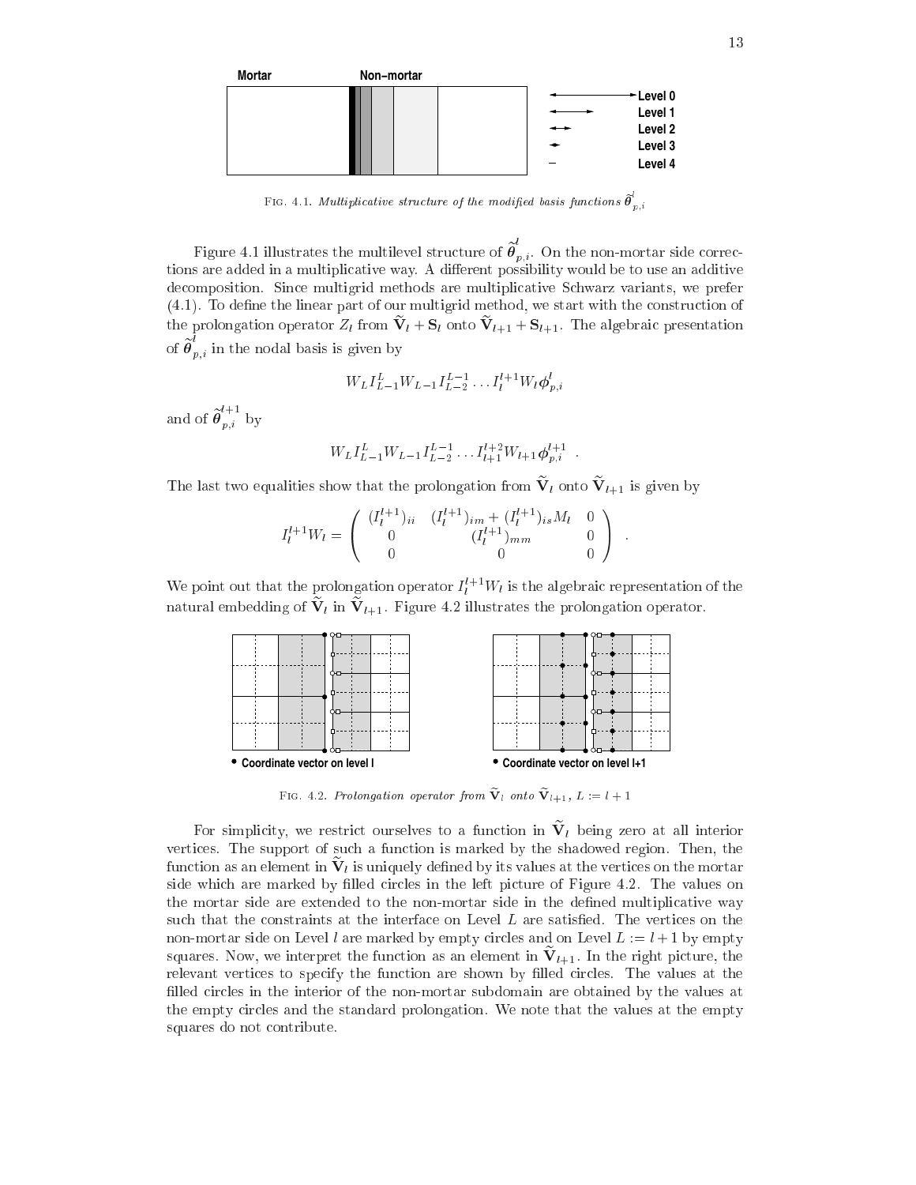FIG. 4.1. *Multiplicative structure of the modified basis functions* $\widetilde{\boldsymbol{\theta}}^l_{p,i}$

Figure 4.1 illustrates the multilevel structure of $\widetilde{\boldsymbol{\theta}}^l_{p,i}$. On the non-mortar side corrections are added in a multiplicative way. A different possibility would be to use an additive decomposition. Since multigrid methods are multiplicative Schwarz variants, we prefer (4.1). To define the linear part of our multigrid method, we start with the construction of the prolongation operator $Z_l$ from $\widetilde{\mathbf{V}}_l + \mathbf{S}_l$ onto $\widetilde{\mathbf{V}}_{l+1} + \mathbf{S}_{l+1}$. The algebraic presentation of $\widetilde{\boldsymbol{\theta}}^l_{p,i}$ in the nodal basis is given by

$$W_L I_{L-1}^L W_{L-1} I_{L-2}^{L-1} \ldots I_l^{l+1} W_l \boldsymbol{\phi}_{p,i}^l$$

and of $\widetilde{\boldsymbol{\theta}}^{l+1}_{p,i}$ by

$$W_L I_{L-1}^L W_{L-1} I_{L-2}^{L-1} \ldots I_{l+1}^{l+2} W_{l+1} \boldsymbol{\phi}_{p,i}^{l+1} \ .$$

The last two equalities show that the prolongation from $\widetilde{\mathbf{V}}_l$ onto $\widetilde{\mathbf{V}}_{l+1}$ is given by

$$I_l^{l+1} W_l = \begin{pmatrix} (I_l^{l+1})_{ii} & (I_l^{l+1})_{im} + (I_l^{l+1})_{is} M_l & 0 \\ 0 & (I_l^{l+1})_{mm} & 0 \\ 0 & 0 & 0 \end{pmatrix} \ .$$

We point out that the prolongation operator $I_l^{l+1} W_l$ is the algebraic representation of the natural embedding of $\widetilde{\mathbf{V}}_l$ in $\widetilde{\mathbf{V}}_{l+1}$. Figure 4.2 illustrates the prolongation operator.

FIG. 4.2. *Prolongation operator from* $\widetilde{\mathbf{V}}_l$ *onto* $\widetilde{\mathbf{V}}_{l+1}$, $L := l+1$

For simplicity, we restrict ourselves to a function in $\widetilde{\mathbf{V}}_l$ being zero at all interior vertices. The support of such a function is marked by the shadowed region. Then, the function as an element in $\widetilde{\mathbf{V}}_l$ is uniquely defined by its values at the vertices on the mortar side which are marked by filled circles in the left picture of Figure 4.2. The values on the mortar side are extended to the non-mortar side in the defined multiplicative way such that the constraints at the interface on Level $L$ are satisfied. The vertices on the non-mortar side on Level $l$ are marked by empty circles and on Level $L := l+1$ by empty squares. Now, we interpret the function as an element in $\widetilde{\mathbf{V}}_{l+1}$. In the right picture, the relevant vertices to specify the function are shown by filled circles. The values at the filled circles in the interior of the non-mortar subdomain are obtained by the values at the empty circles and the standard prolongation. We note that the values at the empty squares do not contribute.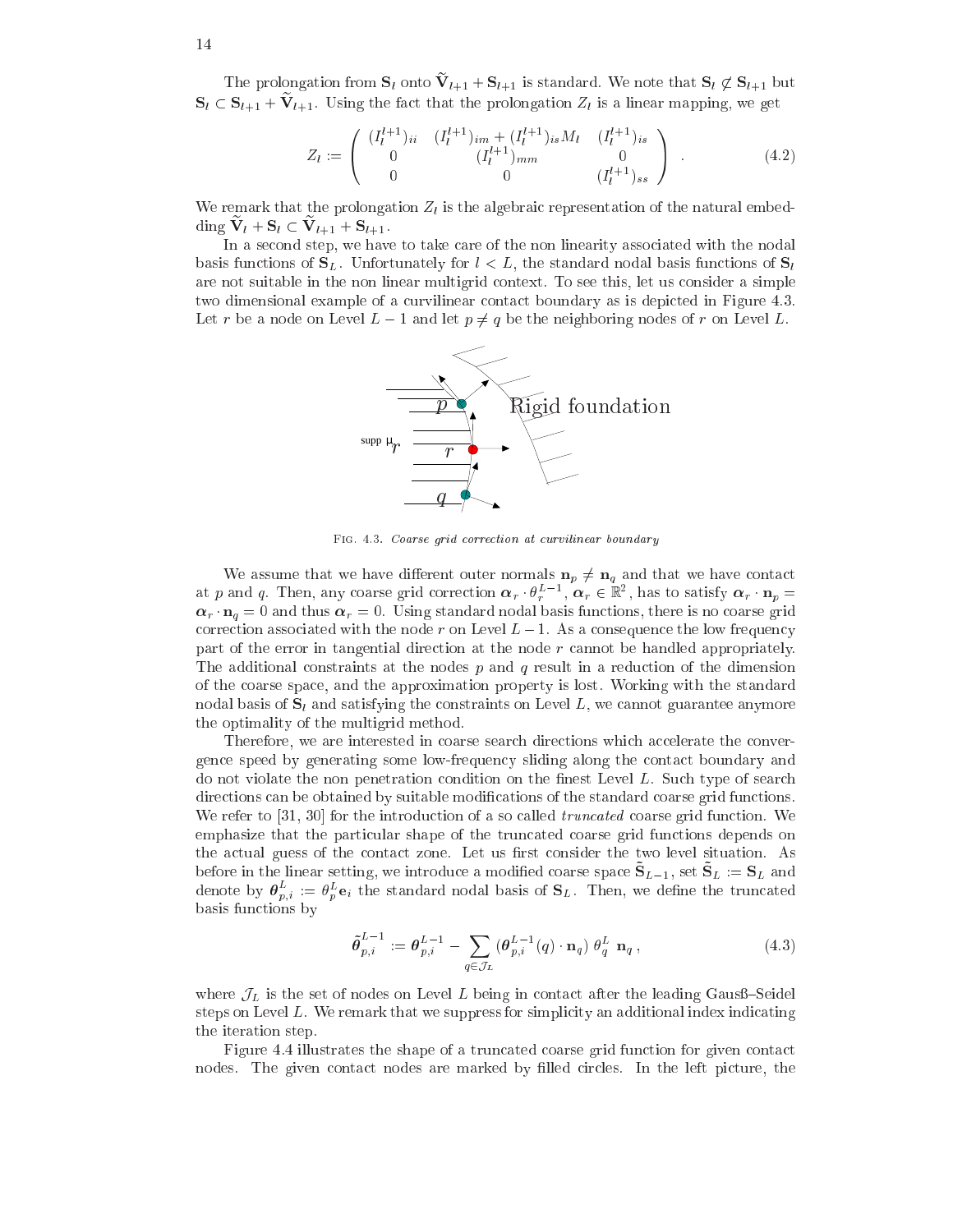The prolongation from $\mathbf{S}_l$ onto $\tilde{\mathbf{V}}_{l+1} + \mathbf{S}_{l+1}$ is standard. We note that $\mathbf{S}_l \not\subset \mathbf{S}_{l+1}$ but $\mathbf{S}_l \subset \mathbf{S}_{l+1} + \tilde{\mathbf{V}}_{l+1}$. Using the fact that the prolongation $Z_l$ is a linear mapping, we get

$$Z_l := \begin{pmatrix} (I_l^{l+1})_{ii} & (I_l^{l+1})_{im} + (I_l^{l+1})_{is} M_l & (I_l^{l+1})_{is} \\ 0 & (I_l^{l+1})_{mm} & 0 \\ 0 & 0 & (I_l^{l+1})_{ss} \end{pmatrix} . \tag{4.2}$$

We remark that the prolongation $Z_l$ is the algebraic representation of the natural embedding $\tilde{\mathbf{V}}_l + \mathbf{S}_l \subset \tilde{\mathbf{V}}_{l+1} + \mathbf{S}_{l+1}$.

In a second step, we have to take care of the non linearity associated with the nodal basis functions of $\mathbf{S}_L$. Unfortunately for $l < L$, the standard nodal basis functions of $\mathbf{S}_l$ are not suitable in the non linear multigrid context. To see this, let us consider a simple two dimensional example of a curvilinear contact boundary as is depicted in Figure 4.3. Let $r$ be a node on Level $L-1$ and let $p \neq q$ be the neighboring nodes of $r$ on Level $L$.

Fig. 4.3. *Coarse grid correction at curvilinear boundary*

We assume that we have different outer normals $\mathbf{n}_p \neq \mathbf{n}_q$ and that we have contact at $p$ and $q$. Then, any coarse grid correction $\boldsymbol{\alpha}_r \cdot \theta_r^{L-1}$, $\boldsymbol{\alpha}_r \in \mathbb{R}^2$, has to satisfy $\boldsymbol{\alpha}_r \cdot \mathbf{n}_p = \boldsymbol{\alpha}_r \cdot \mathbf{n}_q = 0$ and thus $\boldsymbol{\alpha}_r = 0$. Using standard nodal basis functions, there is no coarse grid correction associated with the node $r$ on Level $L-1$. As a consequence the low frequency part of the error in tangential direction at the node $r$ cannot be handled appropriately. The additional constraints at the nodes $p$ and $q$ result in a reduction of the dimension of the coarse space, and the approximation property is lost. Working with the standard nodal basis of $\mathbf{S}_l$ and satisfying the constraints on Level $L$, we cannot guarantee anymore the optimality of the multigrid method.

Therefore, we are interested in coarse search directions which accelerate the convergence speed by generating some low-frequency sliding along the contact boundary and do not violate the non penetration condition on the finest Level $L$. Such type of search directions can be obtained by suitable modifications of the standard coarse grid functions. We refer to [31, 30] for the introduction of a so called *truncated* coarse grid function. We emphasize that the particular shape of the truncated coarse grid functions depends on the actual guess of the contact zone. Let us first consider the two level situation. As before in the linear setting, we introduce a modified coarse space $\tilde{\mathbf{S}}_{L-1}$, set $\tilde{\mathbf{S}}_L := \mathbf{S}_L$ and denote by $\boldsymbol{\theta}_{p,i}^L := \theta_p^L \mathbf{e}_i$ the standard nodal basis of $\mathbf{S}_L$. Then, we define the truncated basis functions by

$$\tilde{\boldsymbol{\theta}}_{p,i}^{L-1} := \boldsymbol{\theta}_{p,i}^{L-1} - \sum_{q \in \mathcal{J}_L} (\boldsymbol{\theta}_{p,i}^{L-1}(q) \cdot \mathbf{n}_q) \, \theta_q^L \, \mathbf{n}_q \, , \tag{4.3}$$

where $\mathcal{J}_L$ is the set of nodes on Level $L$ being in contact after the leading Gauß–Seidel steps on Level $L$. We remark that we suppress for simplicity an additional index indicating the iteration step.

Figure 4.4 illustrates the shape of a truncated coarse grid function for given contact nodes. The given contact nodes are marked by filled circles. In the left picture, the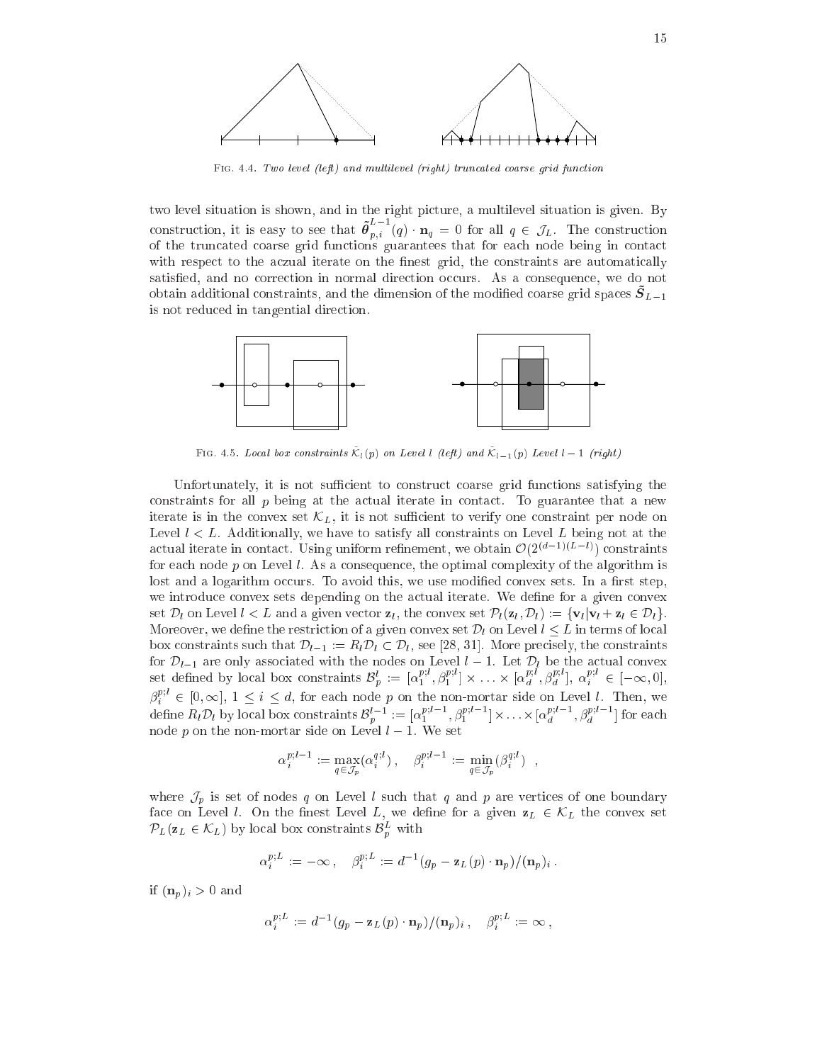Fig. 4.4. *Two level (left) and multilevel (right) truncated coarse grid function*

two level situation is shown, and in the right picture, a multilevel situation is given. By construction, it is easy to see that $\tilde{\boldsymbol{\theta}}^{L-1}_{p,i}(q) \cdot \mathbf{n}_q = 0$ for all $q \in \mathcal{J}_L$. The construction of the truncated coarse grid functions guarantees that for each node being in contact with respect to the aczual iterate on the finest grid, the constraints are automatically satisfied, and no correction in normal direction occurs. As a consequence, we do not obtain additional constraints, and the dimension of the modified coarse grid spaces $\tilde{\boldsymbol{S}}_{L-1}$ is not reduced in tangential direction.

Fig. 4.5. *Local box constraints $\tilde{\mathcal{K}}_l(p)$ on Level $l$ (left) and $\tilde{\mathcal{K}}_{l-1}(p)$ Level $l-1$ (right)*

Unfortunately, it is not sufficient to construct coarse grid functions satisfying the constraints for all $p$ being at the actual iterate in contact. To guarantee that a new iterate is in the convex set $\mathcal{K}_L$, it is not sufficient to verify one constraint per node on Level $l < L$. Additionally, we have to satisfy all constraints on Level $L$ being not at the actual iterate in contact. Using uniform refinement, we obtain $\mathcal{O}(2^{(d-1)(L-l)})$ constraints for each node $p$ on Level $l$. As a consequence, the optimal complexity of the algorithm is lost and a logarithm occurs. To avoid this, we use modified convex sets. In a first step, we introduce convex sets depending on the actual iterate. We define for a given convex set $\mathcal{D}_l$ on Level $l < L$ and a given vector $\mathbf{z}_l$, the convex set $\mathcal{P}_l(\mathbf{z}_l, \mathcal{D}_l) := \{\mathbf{v}_l | \mathbf{v}_l + \mathbf{z}_l \in \mathcal{D}_l\}$. Moreover, we define the restriction of a given convex set $\mathcal{D}_l$ on Level $l \leq L$ in terms of local box constraints such that $\mathcal{D}_{l-1} := R_l \mathcal{D}_l \subset \mathcal{D}_l$, see [28, 31]. More precisely, the constraints for $\mathcal{D}_{l-1}$ are only associated with the nodes on Level $l-1$. Let $\mathcal{D}_l$ be the actual convex set defined by local box constraints $\mathcal{B}^l_p := [\alpha^{p;l}_1, \beta^{p;l}_1] \times \ldots \times [\alpha^{p;l}_d, \beta^{p;l}_d]$, $\alpha^{p;l}_i \in [-\infty, 0]$, $\beta^{p;l}_i \in [0, \infty]$, $1 \leq i \leq d$, for each node $p$ on the non-mortar side on Level $l$. Then, we define $R_l \mathcal{D}_l$ by local box constraints $\mathcal{B}^{l-1}_p := [\alpha^{p;l-1}_1, \beta^{p;l-1}_1] \times \ldots \times [\alpha^{p;l-1}_d, \beta^{p;l-1}_d]$ for each node $p$ on the non-mortar side on Level $l-1$. We set

$$\alpha^{p;l-1}_i := \max_{q \in \mathcal{J}_p} (\alpha^{q;l}_i) \,, \quad \beta^{p;l-1}_i := \min_{q \in \mathcal{J}_p} (\beta^{q;l}_i) \quad ,$$

where $\mathcal{J}_p$ is set of nodes $q$ on Level $l$ such that $q$ and $p$ are vertices of one boundary face on Level $l$. On the finest Level $L$, we define for a given $\mathbf{z}_L \in \mathcal{K}_L$ the convex set $\mathcal{P}_L(\mathbf{z}_L \in \mathcal{K}_L)$ by local box constraints $\mathcal{B}^L_p$ with

$$\alpha^{p;L}_i := -\infty \,, \quad \beta^{p;L}_i := d^{-1}(g_p - \mathbf{z}_L(p) \cdot \mathbf{n}_p)/(\mathbf{n}_p)_i \,.$$

if $(\mathbf{n}_p)_i > 0$ and

$$\alpha^{p;L}_i := d^{-1}(g_p - \mathbf{z}_L(p) \cdot \mathbf{n}_p)/(\mathbf{n}_p)_i \,, \quad \beta^{p;L}_i := \infty \,,$$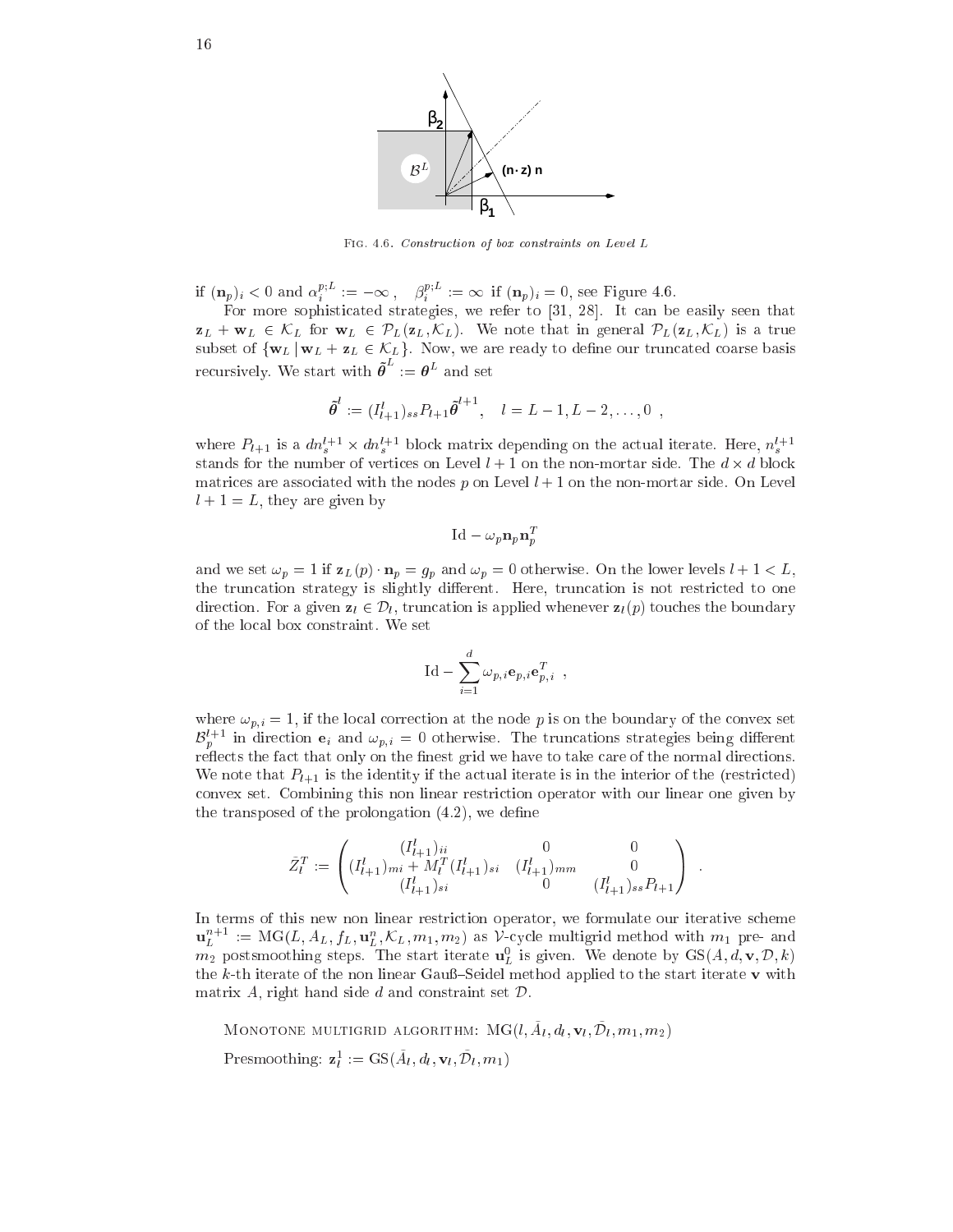Fig. 4.6. *Construction of box constraints on Level L*

if $(\mathbf{n}_p)_i < 0$ and $\alpha_i^{p;L} := -\infty$, $\beta_i^{p;L} := \infty$ if $(\mathbf{n}_p)_i = 0$, see Figure 4.6.

For more sophisticated strategies, we refer to [31, 28]. It can be easily seen that $\mathbf{z}_L + \mathbf{w}_L \in \mathcal{K}_L$ for $\mathbf{w}_L \in \mathcal{P}_L(\mathbf{z}_L, \mathcal{K}_L)$. We note that in general $\mathcal{P}_L(\mathbf{z}_L, \mathcal{K}_L)$ is a true subset of $\{\mathbf{w}_L \,|\, \mathbf{w}_L + \mathbf{z}_L \in \mathcal{K}_L\}$. Now, we are ready to define our truncated coarse basis recursively. We start with $\tilde{\boldsymbol{\theta}}^L := \boldsymbol{\theta}^L$ and set

$$\tilde{\boldsymbol{\theta}}^l := (I_{l+1}^l)_{ss} P_{l+1} \tilde{\boldsymbol{\theta}}^{l+1}, \quad l = L-1, L-2, \ldots, 0 \ ,$$

where $P_{l+1}$ is a $dn_s^{l+1} \times dn_s^{l+1}$ block matrix depending on the actual iterate. Here, $n_s^{l+1}$ stands for the number of vertices on Level $l+1$ on the non-mortar side. The $d \times d$ block matrices are associated with the nodes $p$ on Level $l+1$ on the non-mortar side. On Level $l+1 = L$, they are given by

$$\mathrm{Id} - \omega_p \mathbf{n}_p \mathbf{n}_p^T$$

and we set $\omega_p = 1$ if $\mathbf{z}_L(p) \cdot \mathbf{n}_p = g_p$ and $\omega_p = 0$ otherwise. On the lower levels $l+1 < L$, the truncation strategy is slightly different. Here, truncation is not restricted to one direction. For a given $\mathbf{z}_l \in \mathcal{D}_l$, truncation is applied whenever $\mathbf{z}_l(p)$ touches the boundary of the local box constraint. We set

$$\mathrm{Id} - \sum_{i=1}^{d} \omega_{p,i} \mathbf{e}_{p,i} \mathbf{e}_{p,i}^T \ ,$$

where $\omega_{p,i} = 1$, if the local correction at the node $p$ is on the boundary of the convex set $\mathcal{B}_p^{l+1}$ in direction $\mathbf{e}_i$ and $\omega_{p,i} = 0$ otherwise. The truncations strategies being different reflects the fact that only on the finest grid we have to take care of the normal directions. We note that $P_{l+1}$ is the identity if the actual iterate is in the interior of the (restricted) convex set. Combining this non linear restriction operator with our linear one given by the transposed of the prolongation (4.2), we define

$$\tilde{Z}_l^T := \begin{pmatrix} (I_{l+1}^l)_{ii} & 0 & 0 \\ (I_{l+1}^l)_{mi} + M_l^T (I_{l+1}^l)_{si} & (I_{l+1}^l)_{mm} & 0 \\ (I_{l+1}^l)_{si} & 0 & (I_{l+1}^l)_{ss} P_{l+1} \end{pmatrix} \ .$$

In terms of this new non linear restriction operator, we formulate our iterative scheme $\mathbf{u}_L^{n+1} := \mathrm{MG}(L, A_L, f_L, \mathbf{u}_L^n, \mathcal{K}_L, m_1, m_2)$ as $\mathcal{V}$-cycle multigrid method with $m_1$ pre- and $m_2$ postsmoothing steps. The start iterate $\mathbf{u}_L^0$ is given. We denote by $\mathrm{GS}(A, d, \mathbf{v}, \mathcal{D}, k)$ the $k$-th iterate of the non linear Gauß–Seidel method applied to the start iterate $\mathbf{v}$ with matrix $A$, right hand side $d$ and constraint set $\mathcal{D}$.

Monotone multigrid algorithm: $\mathrm{MG}(l, \bar{A}_l, d_l, \mathbf{v}_l, \bar{\mathcal{D}}_l, m_1, m_2)$

Presmoothing: $\mathbf{z}_l^1 := \mathrm{GS}(\bar{A}_l, d_l, \mathbf{v}_l, \bar{\mathcal{D}}_l, m_1)$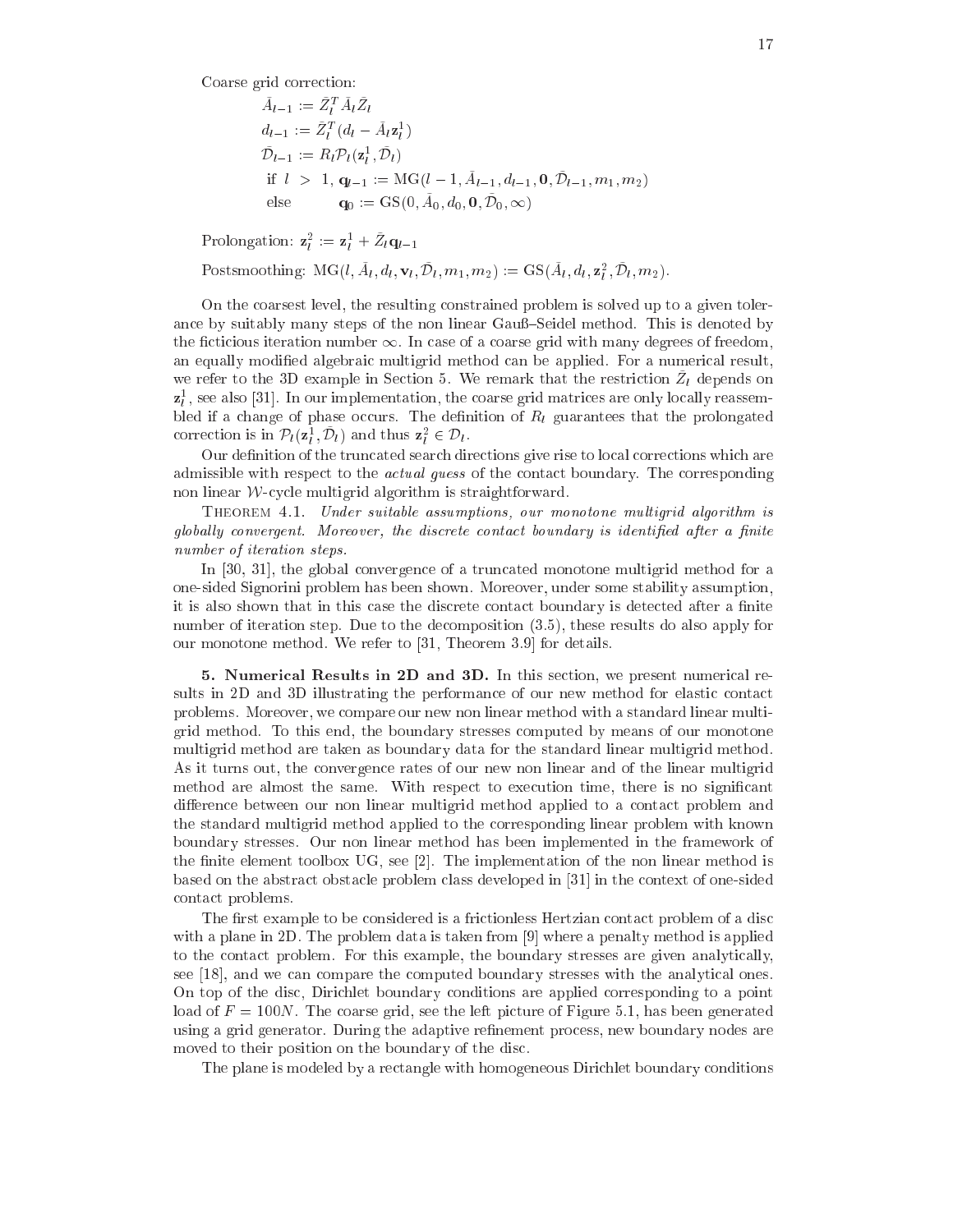Coarse grid correction:

$$
\begin{aligned}
&\bar{A}_{l-1} := \bar{Z}_l^T \bar{A}_l \bar{Z}_l \\
&d_{l-1} := \bar{Z}_l^T (d_l - \bar{A}_l \mathbf{z}_l^1) \\
&\bar{\mathcal{D}}_{l-1} := R_l \mathcal{P}_l(\mathbf{z}_l^1, \bar{\mathcal{D}}_l) \\
&\text{if } \ l \ > \ 1, \ \mathbf{q}_{l-1} := \mathrm{MG}(l-1, \bar{A}_{l-1}, d_{l-1}, \mathbf{0}, \bar{\mathcal{D}}_{l-1}, m_1, m_2) \\
&\text{else} \qquad\quad \mathbf{q}_0 := \mathrm{GS}(0, \bar{A}_0, d_0, \mathbf{0}, \bar{\mathcal{D}}_0, \infty)
\end{aligned}
$$

Prolongation: $\mathbf{z}_l^2 := \mathbf{z}_l^1 + \bar{Z}_l \mathbf{q}_{l-1}$

Postsmoothing: $\mathrm{MG}(l, \bar{A}_l, d_l, \mathbf{v}_l, \bar{\mathcal{D}}_l, m_1, m_2) := \mathrm{GS}(\bar{A}_l, d_l, \mathbf{z}_l^2, \bar{\mathcal{D}}_l, m_2)$.

On the coarsest level, the resulting constrained problem is solved up to a given tolerance by suitably many steps of the non linear Gauß–Seidel method. This is denoted by the ficticious iteration number $\infty$. In case of a coarse grid with many degrees of freedom, an equally modified algebraic multigrid method can be applied. For a numerical result, we refer to the 3D example in Section 5. We remark that the restriction $\bar{Z}_l$ depends on $\mathbf{z}_l^1$, see also [31]. In our implementation, the coarse grid matrices are only locally reassembled if a change of phase occurs. The definition of $R_l$ guarantees that the prolongated correction is in $\mathcal{P}_l(\mathbf{z}_l^1, \bar{\mathcal{D}}_l)$ and thus $\mathbf{z}_l^2 \in \mathcal{D}_l$.

Our definition of the truncated search directions give rise to local corrections which are admissible with respect to the *actual guess* of the contact boundary. The corresponding non linear $\mathcal{W}$-cycle multigrid algorithm is straightforward.

THEOREM 4.1. *Under suitable assumptions, our monotone multigrid algorithm is globally convergent. Moreover, the discrete contact boundary is identified after a finite number of iteration steps.*

In [30, 31], the global convergence of a truncated monotone multigrid method for a one-sided Signorini problem has been shown. Moreover, under some stability assumption, it is also shown that in this case the discrete contact boundary is detected after a finite number of iteration step. Due to the decomposition (3.5), these results do also apply for our monotone method. We refer to [31, Theorem 3.9] for details.

## 5. Numerical Results in 2D and 3D.

In this section, we present numerical results in 2D and 3D illustrating the performance of our new method for elastic contact problems. Moreover, we compare our new non linear method with a standard linear multigrid method. To this end, the boundary stresses computed by means of our monotone multigrid method are taken as boundary data for the standard linear multigrid method. As it turns out, the convergence rates of our new non linear and of the linear multigrid method are almost the same. With respect to execution time, there is no significant difference between our non linear multigrid method applied to a contact problem and the standard multigrid method applied to the corresponding linear problem with known boundary stresses. Our non linear method has been implemented in the framework of the finite element toolbox UG, see [2]. The implementation of the non linear method is based on the abstract obstacle problem class developed in [31] in the context of one-sided contact problems.

The first example to be considered is a frictionless Hertzian contact problem of a disc with a plane in 2D. The problem data is taken from [9] where a penalty method is applied to the contact problem. For this example, the boundary stresses are given analytically, see [18], and we can compare the computed boundary stresses with the analytical ones. On top of the disc, Dirichlet boundary conditions are applied corresponding to a point load of $F = 100N$. The coarse grid, see the left picture of Figure 5.1, has been generated using a grid generator. During the adaptive refinement process, new boundary nodes are moved to their position on the boundary of the disc.

The plane is modeled by a rectangle with homogeneous Dirichlet boundary conditions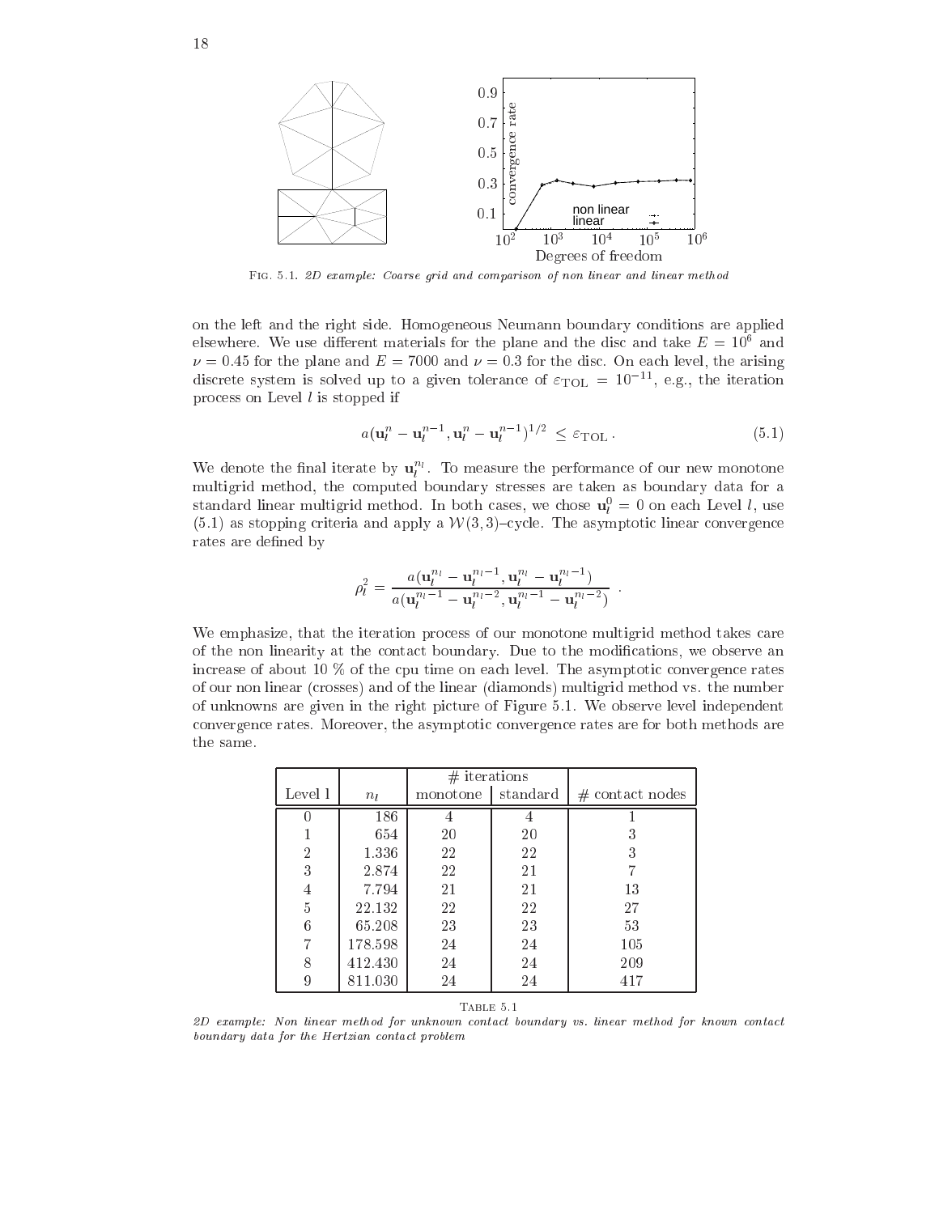Fig. 5.1. *2D example: Coarse grid and comparison of non linear and linear method*

on the left and the right side. Homogeneous Neumann boundary conditions are applied elsewhere. We use different materials for the plane and the disc and take $E = 10^6$ and $\nu = 0.45$ for the plane and $E = 7000$ and $\nu = 0.3$ for the disc. On each level, the arising discrete system is solved up to a given tolerance of $\varepsilon_{\mathrm{TOL}} = 10^{-11}$, e.g., the iteration process on Level $l$ is stopped if

$$a(\mathbf{u}_l^n - \mathbf{u}_l^{n-1}, \mathbf{u}_l^n - \mathbf{u}_l^{n-1})^{1/2} \leq \varepsilon_{\mathrm{TOL}}\,. \tag{5.1}$$

We denote the final iterate by $\mathbf{u}_l^{n_l}$. To measure the performance of our new monotone multigrid method, the computed boundary stresses are taken as boundary data for a standard linear multigrid method. In both cases, we chose $\mathbf{u}_l^0 = 0$ on each Level $l$, use (5.1) as stopping criteria and apply a $\mathcal{W}(3,3)$–cycle. The asymptotic linear convergence rates are defined by

$$\rho_l^2 = \frac{a(\mathbf{u}_l^{n_l} - \mathbf{u}_l^{n_l-1}, \mathbf{u}_l^{n_l} - \mathbf{u}_l^{n_l-1})}{a(\mathbf{u}_l^{n_l-1} - \mathbf{u}_l^{n_l-2}, \mathbf{u}_l^{n_l-1} - \mathbf{u}_l^{n_l-2})}\ .$$

We emphasize, that the iteration process of our monotone multigrid method takes care of the non linearity at the contact boundary. Due to the modifications, we observe an increase of about 10 % of the cpu time on each level. The asymptotic convergence rates of our non linear (crosses) and of the linear (diamonds) multigrid method vs. the number of unknowns are given in the right picture of Figure 5.1. We observe level independent convergence rates. Moreover, the asymptotic convergence rates are for both methods are the same.

| Level l | $n_l$ | # iterations | | # contact nodes |
|---|---|---|---|---|
| | | monotone | standard | |
| 0 | 186 | 4 | 4 | 1 |
| 1 | 654 | 20 | 20 | 3 |
| 2 | 1.336 | 22 | 22 | 3 |
| 3 | 2.874 | 22 | 21 | 7 |
| 4 | 7.794 | 21 | 21 | 13 |
| 5 | 22.132 | 22 | 22 | 27 |
| 6 | 65.208 | 23 | 23 | 53 |
| 7 | 178.598 | 24 | 24 | 105 |
| 8 | 412.430 | 24 | 24 | 209 |
| 9 | 811.030 | 24 | 24 | 417 |

Table 5.1

*2D example: Non linear method for unknown contact boundary vs. linear method for known contact boundary data for the Hertzian contact problem*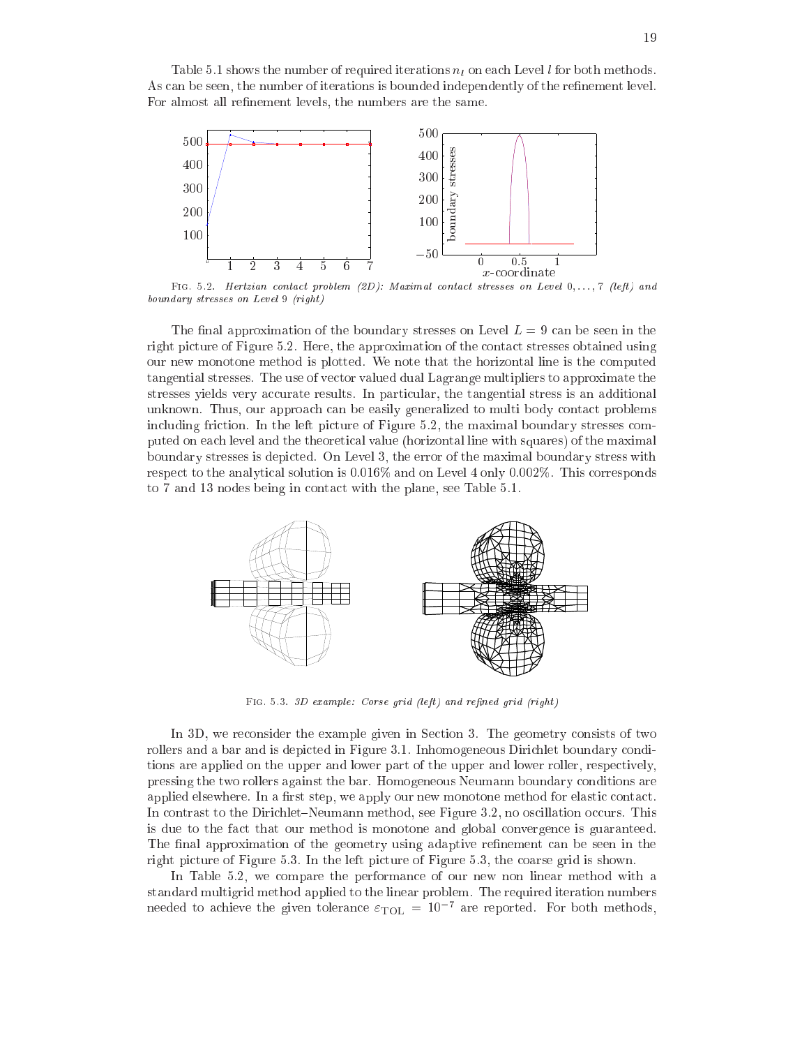Table 5.1 shows the number of required iterations $n_l$ on each Level $l$ for both methods. As can be seen, the number of iterations is bounded independently of the refinement level. For almost all refinement levels, the numbers are the same.

FIG. 5.2. *Hertzian contact problem (2D): Maximal contact stresses on Level* $0,\ldots,7$ *(left) and boundary stresses on Level* 9 *(right)*

The final approximation of the boundary stresses on Level $L = 9$ can be seen in the right picture of Figure 5.2. Here, the approximation of the contact stresses obtained using our new monotone method is plotted. We note that the horizontal line is the computed tangential stresses. The use of vector valued dual Lagrange multipliers to approximate the stresses yields very accurate results. In particular, the tangential stress is an additional unknown. Thus, our approach can be easily generalized to multi body contact problems including friction. In the left picture of Figure 5.2, the maximal boundary stresses computed on each level and the theoretical value (horizontal line with squares) of the maximal boundary stresses is depicted. On Level 3, the error of the maximal boundary stress with respect to the analytical solution is 0.016% and on Level 4 only 0.002%. This corresponds to 7 and 13 nodes being in contact with the plane, see Table 5.1.

FIG. 5.3. *3D example: Corse grid (left) and refined grid (right)*

In 3D, we reconsider the example given in Section 3. The geometry consists of two rollers and a bar and is depicted in Figure 3.1. Inhomogeneous Dirichlet boundary conditions are applied on the upper and lower part of the upper and lower roller, respectively, pressing the two rollers against the bar. Homogeneous Neumann boundary conditions are applied elsewhere. In a first step, we apply our new monotone method for elastic contact. In contrast to the Dirichlet–Neumann method, see Figure 3.2, no oscillation occurs. This is due to the fact that our method is monotone and global convergence is guaranteed. The final approximation of the geometry using adaptive refinement can be seen in the right picture of Figure 5.3. In the left picture of Figure 5.3, the coarse grid is shown.

In Table 5.2, we compare the performance of our new non linear method with a standard multigrid method applied to the linear problem. The required iteration numbers needed to achieve the given tolerance $\varepsilon_{\mathrm{TOL}} = 10^{-7}$ are reported. For both methods,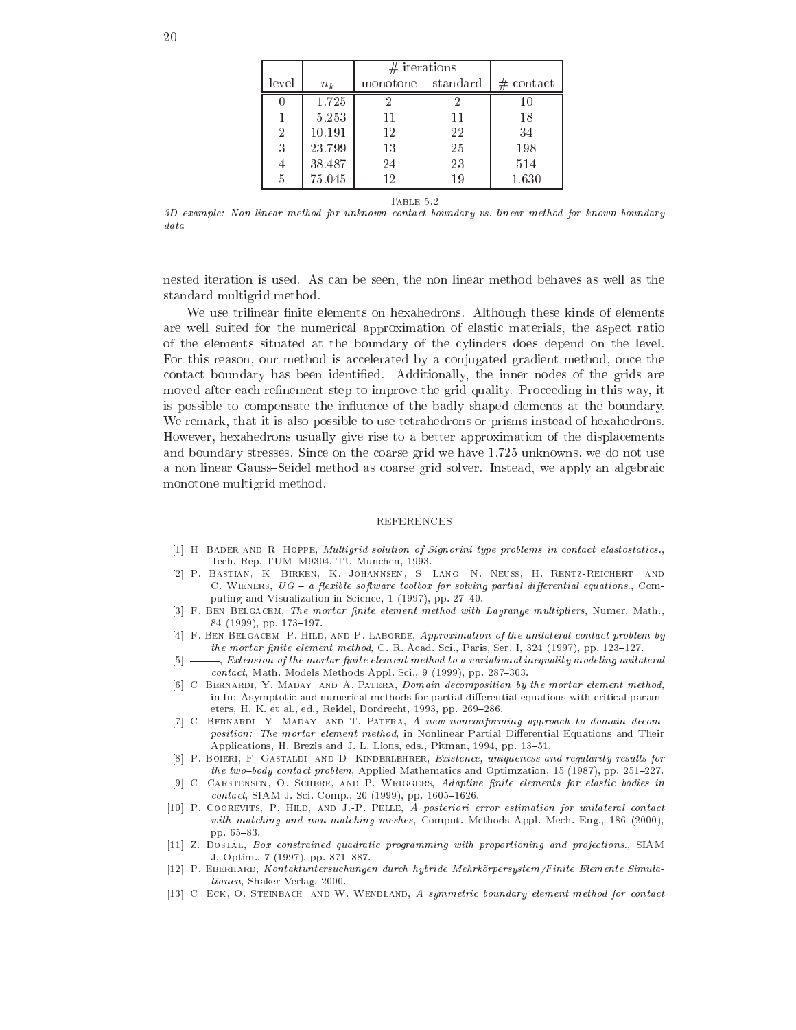| level | $n_k$ | # iterations | | # contact |
|---|---|---|---|---|
| | | monotone | standard | |
| 0 | 1.725 | 2 | 2 | 10 |
| 1 | 5.253 | 11 | 11 | 18 |
| 2 | 10.191 | 12 | 22 | 34 |
| 3 | 23.799 | 13 | 25 | 198 |
| 4 | 38.487 | 24 | 23 | 514 |
| 5 | 75.045 | 12 | 19 | 1.630 |

TABLE 5.2

*3D example: Non linear method for unknown contact boundary vs. linear method for known boundary data*

nested iteration is used. As can be seen, the non linear method behaves as well as the standard multigrid method.

We use trilinear finite elements on hexahedrons. Although these kinds of elements are well suited for the numerical approximation of elastic materials, the aspect ratio of the elements situated at the boundary of the cylinders does depend on the level. For this reason, our method is accelerated by a conjugated gradient method, once the contact boundary has been identified. Additionally, the inner nodes of the grids are moved after each refinement step to improve the grid quality. Proceeding in this way, it is possible to compensate the influence of the badly shaped elements at the boundary. We remark, that it is also possible to use tetrahedrons or prisms instead of hexahedrons. However, hexahedrons usually give rise to a better approximation of the displacements and boundary stresses. Since on the coarse grid we have 1.725 unknowns, we do not use a non linear Gauss–Seidel method as coarse grid solver. Instead, we apply an algebraic monotone multigrid method.

## REFERENCES

[1] H. Bader and R. Hoppe, *Multigrid solution of Signorini type problems in contact elastostatics.*, Tech. Rep. TUM–M9304, TU München, 1993.

[2] P. Bastian, K. Birken, K. Johannsen, S. Lang, N. Neuss, H. Rentz-Reichert, and C. Wieners, *UG – a flexible software toolbox for solving partial differential equations.*, Computing and Visualization in Science, 1 (1997), pp. 27–40.

[3] F. Ben Belgacem, *The mortar finite element method with Lagrange multipliers*, Numer. Math., 84 (1999), pp. 173–197.

[4] F. Ben Belgacem, P. Hild, and P. Laborde, *Approximation of the unilateral contact problem by the mortar finite element method*, C. R. Acad. Sci., Paris, Ser. I, 324 (1997), pp. 123–127.

[5] ———, *Extension of the mortar finite element method to a variational inequality modeling unilateral contact*, Math. Models Methods Appl. Sci., 9 (1999), pp. 287–303.

[6] C. Bernardi, Y. Maday, and A. Patera, *Domain decomposition by the mortar element method*, in In: Asymptotic and numerical methods for partial differential equations with critical parameters, H. K. et al., ed., Reidel, Dordrecht, 1993, pp. 269–286.

[7] C. Bernardi, Y. Maday, and T. Patera, *A new nonconforming approach to domain decomposition: The mortar element method*, in Nonlinear Partial Differential Equations and Their Applications, H. Brezis and J. L. Lions, eds., Pitman, 1994, pp. 13–51.

[8] P. Boieri, F. Gastaldi, and D. Kinderlehrer, *Existence, uniqueness and regularity results for the two–body contact problem*, Applied Mathematics and Optimzation, 15 (1987), pp. 251–227.

[9] C. Carstensen, O. Scherf, and P. Wriggers, *Adaptive finite elements for elastic bodies in contact*, SIAM J. Sci. Comp., 20 (1999), pp. 1605–1626.

[10] P. Coorevits, P. Hild, and J.-P. Pelle, *A posteriori error estimation for unilateral contact with matching and non-matching meshes*, Comput. Methods Appl. Mech. Eng., 186 (2000), pp. 65–83.

[11] Z. Dostál, *Box constrained quadratic programming with proportioning and projections.*, SIAM J. Optim., 7 (1997), pp. 871–887.

[12] P. Eberhard, *Kontaktuntersuchungen durch hybride Mehrkörpersystem/Finite Elemente Simulationen*, Shaker Verlag, 2000.

[13] C. Eck, O. Steinbach, and W. Wendland, *A symmetric boundary element method for contact*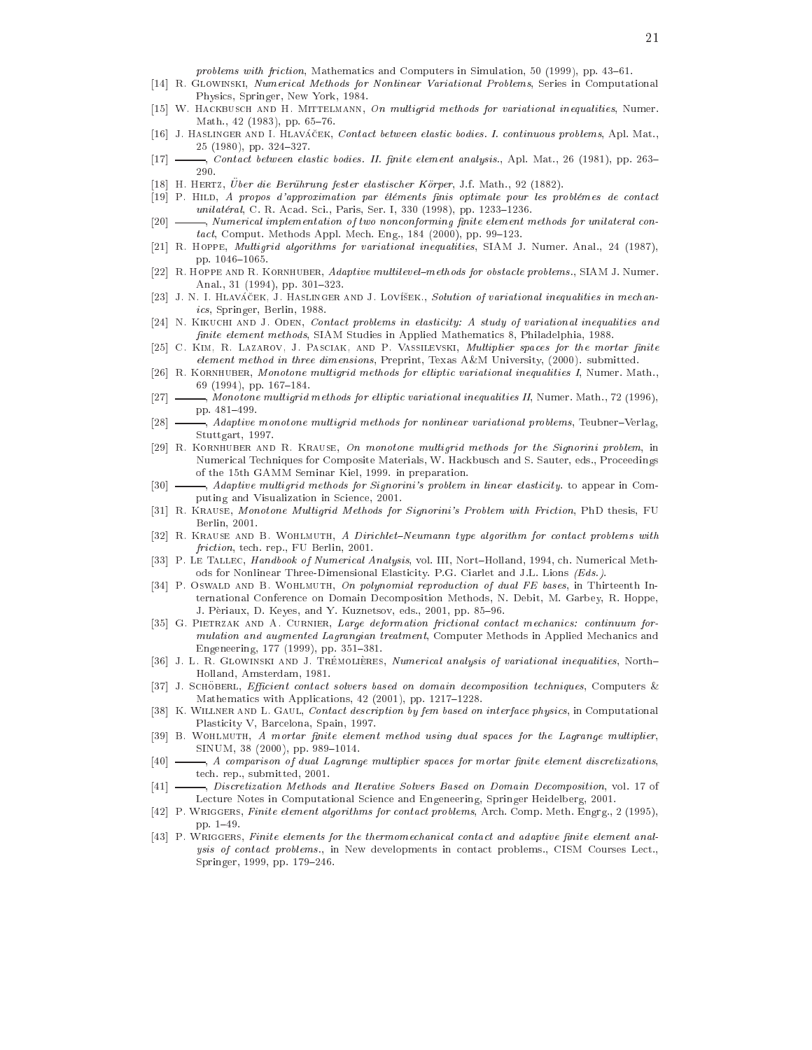*problems with friction*, Mathematics and Computers in Simulation, 50 (1999), pp. 43–61.

[14] R. Glowinski, *Numerical Methods for Nonlinear Variational Problems*, Series in Computational Physics, Springer, New York, 1984.

[15] W. Hackbusch and H. Mittelmann, *On multigrid methods for variational inequalities*, Numer. Math., 42 (1983), pp. 65–76.

[16] J. Haslinger and I. Hlaváček, *Contact between elastic bodies. I. continuous problems*, Apl. Mat., 25 (1980), pp. 324–327.

[17] ———, *Contact between elastic bodies. II. finite element analysis.*, Apl. Mat., 26 (1981), pp. 263–290.

[18] H. Hertz, *Über die Berührung fester elastischer Körper*, J.f. Math., 92 (1882).

[19] P. Hild, *A propos d'approximation par éléments finis optimale pour les problémes de contact unilatéral*, C. R. Acad. Sci., Paris, Ser. I, 330 (1998), pp. 1233–1236.

[20] ———, *Numerical implementation of two nonconforming finite element methods for unilateral contact*, Comput. Methods Appl. Mech. Eng., 184 (2000), pp. 99–123.

[21] R. Hoppe, *Multigrid algorithms for variational inequalities*, SIAM J. Numer. Anal., 24 (1987), pp. 1046–1065.

[22] R. Hoppe and R. Kornhuber, *Adaptive multilevel–methods for obstacle problems.*, SIAM J. Numer. Anal., 31 (1994), pp. 301–323.

[23] J. N. I. Hlaváček, J. Haslinger and J. Lovíšek., *Solution of variational inequalities in mechanics*, Springer, Berlin, 1988.

[24] N. Kikuchi and J. Oden, *Contact problems in elasticity: A study of variational inequalities and finite element methods*, SIAM Studies in Applied Mathematics 8, Philadelphia, 1988.

[25] C. Kim, R. Lazarov, J. Pasciak, and P. Vassilevski, *Multiplier spaces for the mortar finite element method in three dimensions*, Preprint, Texas A&M University, (2000). submitted.

[26] R. Kornhuber, *Monotone multigrid methods for elliptic variational inequalities I*, Numer. Math., 69 (1994), pp. 167–184.

[27] ———, *Monotone multigrid methods for elliptic variational inequalities II*, Numer. Math., 72 (1996), pp. 481–499.

[28] ———, *Adaptive monotone multigrid methods for nonlinear variational problems*, Teubner–Verlag, Stuttgart, 1997.

[29] R. Kornhuber and R. Krause, *On monotone multigrid methods for the Signorini problem*, in Numerical Techniques for Composite Materials, W. Hackbusch and S. Sauter, eds., Proceedings of the 15th GAMM Seminar Kiel, 1999. in preparation.

[30] ———, *Adaptive multigrid methods for Signorini's problem in linear elasticity*. to appear in Computing and Visualization in Science, 2001.

[31] R. Krause, *Monotone Multigrid Methods for Signorini's Problem with Friction*, PhD thesis, FU Berlin, 2001.

[32] R. Krause and B. Wohlmuth, *A Dirichlet–Neumann type algorithm for contact problems with friction*, tech. rep., FU Berlin, 2001.

[33] P. Le Tallec, *Handbook of Numerical Analysis*, vol. III, Nort–Holland, 1994, ch. Numerical Methods for Nonlinear Three-Dimensional Elasticity. P.G. Ciarlet and J.L. Lions *(Eds.)*.

[34] P. Oswald and B. Wohlmuth, *On polynomial reproduction of dual FE bases*, in Thirteenth International Conference on Domain Decomposition Methods, N. Debit, M. Garbey, R. Hoppe, J. Pèriaux, D. Keyes, and Y. Kuznetsov, eds., 2001, pp. 85–96.

[35] G. Pietrzak and A. Curnier, *Large deformation frictional contact mechanics: continuum formulation and augmented Lagrangian treatment*, Computer Methods in Applied Mechanics and Engeneering, 177 (1999), pp. 351–381.

[36] J. L. R. Glowinski and J. Trémolières, *Numerical analysis of variational inequalities*, North–Holland, Amsterdam, 1981.

[37] J. Schöberl, *Efficient contact solvers based on domain decomposition techniques*, Computers & Mathematics with Applications, 42 (2001), pp. 1217–1228.

[38] K. Willner and L. Gaul, *Contact description by fem based on interface physics*, in Computational Plasticity V, Barcelona, Spain, 1997.

[39] B. Wohlmuth, *A mortar finite element method using dual spaces for the Lagrange multiplier*, SINUM, 38 (2000), pp. 989–1014.

[40] ———, *A comparison of dual Lagrange multiplier spaces for mortar finite element discretizations*, tech. rep., submitted, 2001.

[41] ———, *Discretization Methods and Iterative Solvers Based on Domain Decomposition*, vol. 17 of Lecture Notes in Computational Science and Engeneering, Springer Heidelberg, 2001.

[42] P. Wriggers, *Finite element algorithms for contact problems*, Arch. Comp. Meth. Engrg., 2 (1995), pp. 1–49.

[43] P. Wriggers, *Finite elements for the thermomechanical contact and adaptive finite element analysis of contact problems.*, in New developments in contact problems., CISM Courses Lect., Springer, 1999, pp. 179–246.